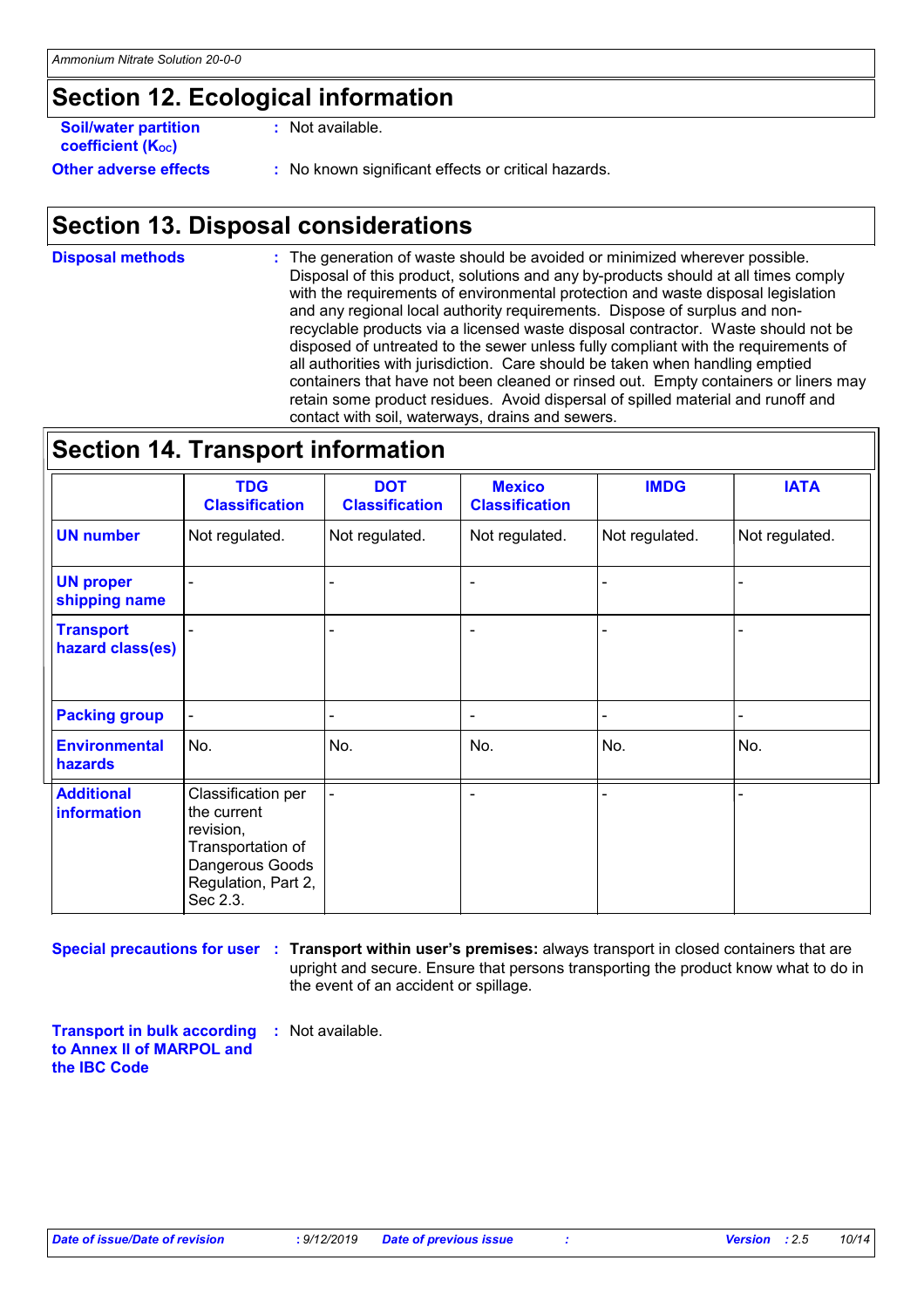## Section 12. Ecological information

**Soil/water partition coefficient ($K_{OC}$)** : Not available.

**Other adverse effects** : No known significant effects or critical hazards.

## Section 13. Disposal considerations

**Disposal methods** : The generation of waste should be avoided or minimized wherever possible. Disposal of this product, solutions and any by-products should at all times comply with the requirements of environmental protection and waste disposal legislation and any regional local authority requirements. Dispose of surplus and non-recyclable products via a licensed waste disposal contractor. Waste should not be disposed of untreated to the sewer unless fully compliant with the requirements of all authorities with jurisdiction. Care should be taken when handling emptied containers that have not been cleaned or rinsed out. Empty containers or liners may retain some product residues. Avoid dispersal of spilled material and runoff and contact with soil, waterways, drains and sewers.

## Section 14. Transport information

| | TDG Classification | DOT Classification | Mexico Classification | IMDG | IATA |
|---|---|---|---|---|---|
| **UN number** | Not regulated. | Not regulated. | Not regulated. | Not regulated. | Not regulated. |
| **UN proper shipping name** | - | - | - | - | - |
| **Transport hazard class(es)** | - | - | - | - | - |
| **Packing group** | - | - | - | - | - |
| **Environmental hazards** | No. | No. | No. | No. | No. |
| **Additional information** | Classification per the current revision, Transportation of Dangerous Goods Regulation, Part 2, Sec 2.3. | - | - | - | - |

**Special precautions for user** : **Transport within user's premises:** always transport in closed containers that are upright and secure. Ensure that persons transporting the product know what to do in the event of an accident or spillage.

**Transport in bulk according to Annex II of MARPOL and the IBC Code** : Not available.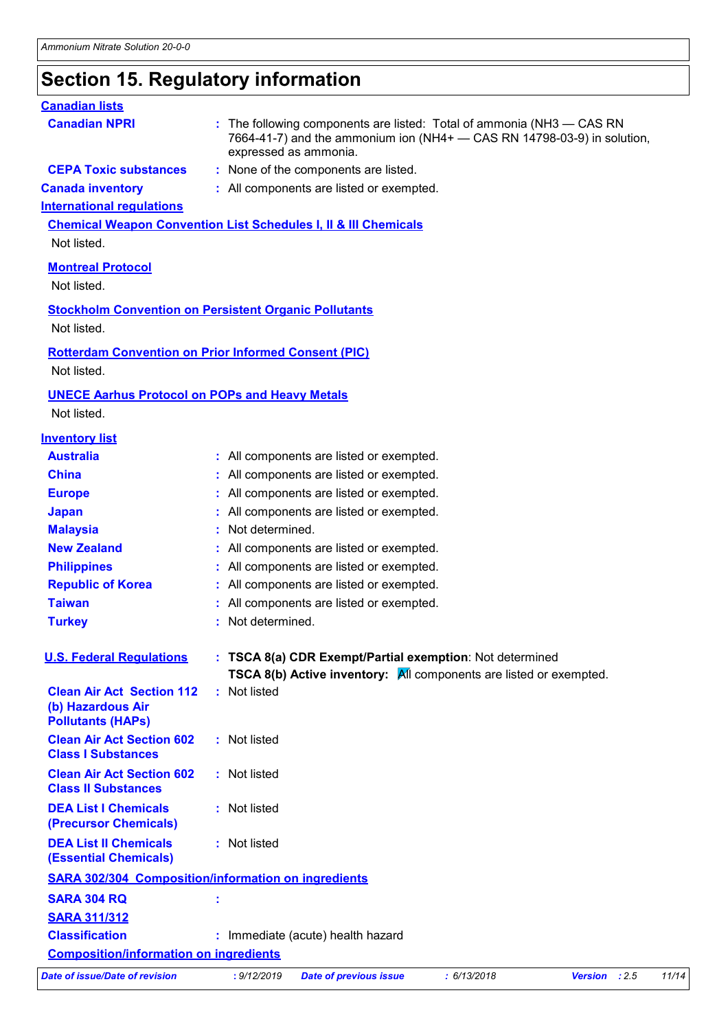## Section 15. Regulatory information

**Canadian lists**

**Canadian NPRI** : The following components are listed: Total of ammonia ($NH_3$ — CAS RN 7664-41-7) and the ammonium ion ($NH_4^+$ — CAS RN 14798-03-9) in solution, expressed as ammonia.

**CEPA Toxic substances** : None of the components are listed.

**Canada inventory** : All components are listed or exempted.

**International regulations**

**Chemical Weapon Convention List Schedules I, II & III Chemicals**

Not listed.

**Montreal Protocol**

Not listed.

**Stockholm Convention on Persistent Organic Pollutants**

Not listed.

**Rotterdam Convention on Prior Informed Consent (PIC)**

Not listed.

**UNECE Aarhus Protocol on POPs and Heavy Metals**

Not listed.

**Inventory list**

**Australia** : All components are listed or exempted.

**China** : All components are listed or exempted.

**Europe** : All components are listed or exempted.

**Japan** : All components are listed or exempted.

**Malaysia** : Not determined.

**New Zealand** : All components are listed or exempted.

**Philippines** : All components are listed or exempted.

**Republic of Korea** : All components are listed or exempted.

**Taiwan** : All components are listed or exempted.

**Turkey** : Not determined.

**U.S. Federal Regulations** : **TSCA 8(a) CDR Exempt/Partial exemption**: Not determined

**TSCA 8(b) Active inventory:** All components are listed or exempted.

**Clean Air Act Section 112 (b) Hazardous Air Pollutants (HAPs)** : Not listed

**Clean Air Act Section 602 Class I Substances** : Not listed

**Clean Air Act Section 602 Class II Substances** : Not listed

**DEA List I Chemicals (Precursor Chemicals)** : Not listed

**DEA List II Chemicals (Essential Chemicals)** : Not listed

**SARA 302/304 Composition/information on ingredients**

**SARA 304 RQ** :

**SARA 311/312**

**Classification** : Immediate (acute) health hazard

**Composition/information on ingredients**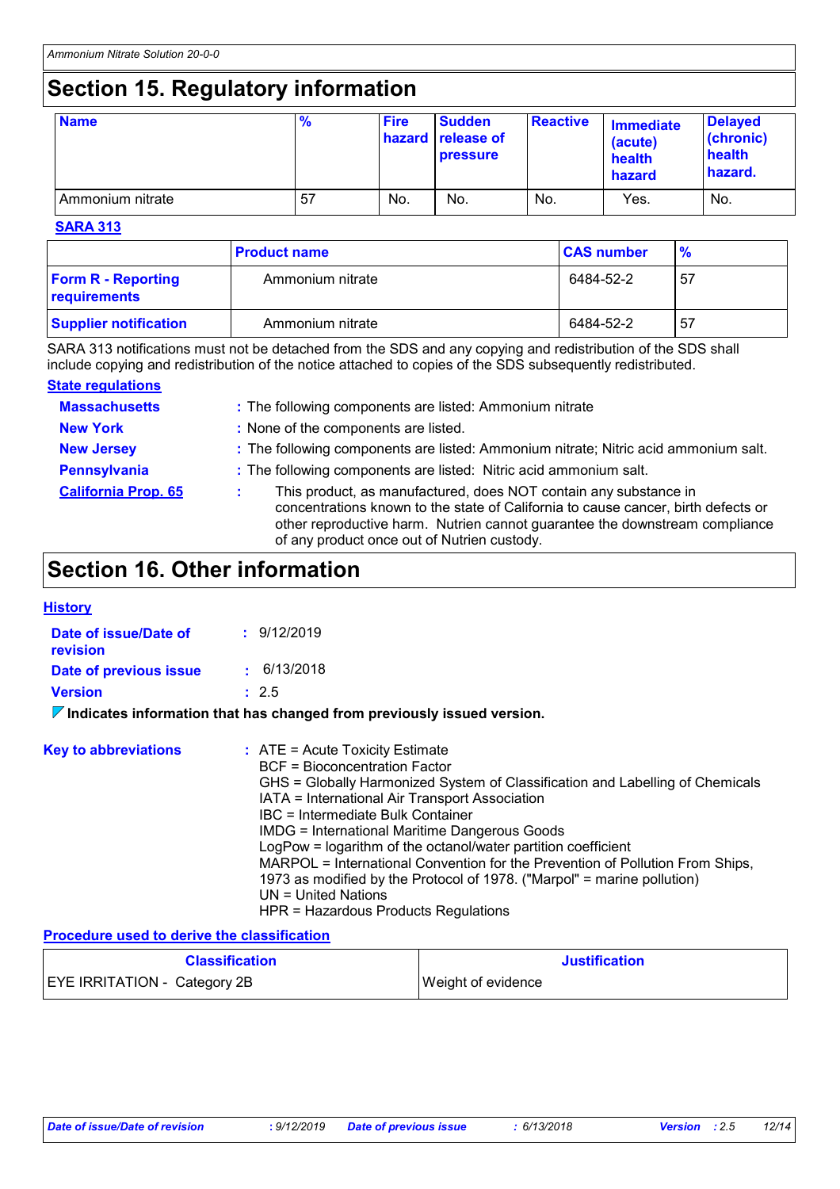# Section 15. Regulatory information

| Name | % | Fire hazard | Sudden release of pressure | Reactive | Immediate (acute) health hazard | Delayed (chronic) health hazard. |
|---|---|---|---|---|---|---|
| Ammonium nitrate | 57 | No. | No. | No. | Yes. | No. |

**SARA 313**

| | Product name | CAS number | % |
|---|---|---|---|
| **Form R - Reporting requirements** | Ammonium nitrate | 6484-52-2 | 57 |
| **Supplier notification** | Ammonium nitrate | 6484-52-2 | 57 |

SARA 313 notifications must not be detached from the SDS and any copying and redistribution of the SDS shall include copying and redistribution of the notice attached to copies of the SDS subsequently redistributed.

**State regulations**

**Massachusetts** : The following components are listed: Ammonium nitrate

**New York** : None of the components are listed.

**New Jersey** : The following components are listed: Ammonium nitrate; Nitric acid ammonium salt.

**Pennsylvania** : The following components are listed: Nitric acid ammonium salt.

**California Prop. 65** : This product, as manufactured, does NOT contain any substance in concentrations known to the state of California to cause cancer, birth defects or other reproductive harm. Nutrien cannot guarantee the downstream compliance of any product once out of Nutrien custody.

# Section 16. Other information

**History**

**Date of issue/Date of revision** : 9/12/2019

**Date of previous issue** : 6/13/2018

**Version** : 2.5

**Indicates information that has changed from previously issued version.**

**Key to abbreviations** : ATE = Acute Toxicity Estimate
BCF = Bioconcentration Factor
GHS = Globally Harmonized System of Classification and Labelling of Chemicals
IATA = International Air Transport Association
IBC = Intermediate Bulk Container
IMDG = International Maritime Dangerous Goods
LogPow = logarithm of the octanol/water partition coefficient
MARPOL = International Convention for the Prevention of Pollution From Ships, 1973 as modified by the Protocol of 1978. ("Marpol" = marine pollution)
UN = United Nations
HPR = Hazardous Products Regulations

**Procedure used to derive the classification**

| Classification | Justification |
|---|---|
| EYE IRRITATION - Category 2B | Weight of evidence |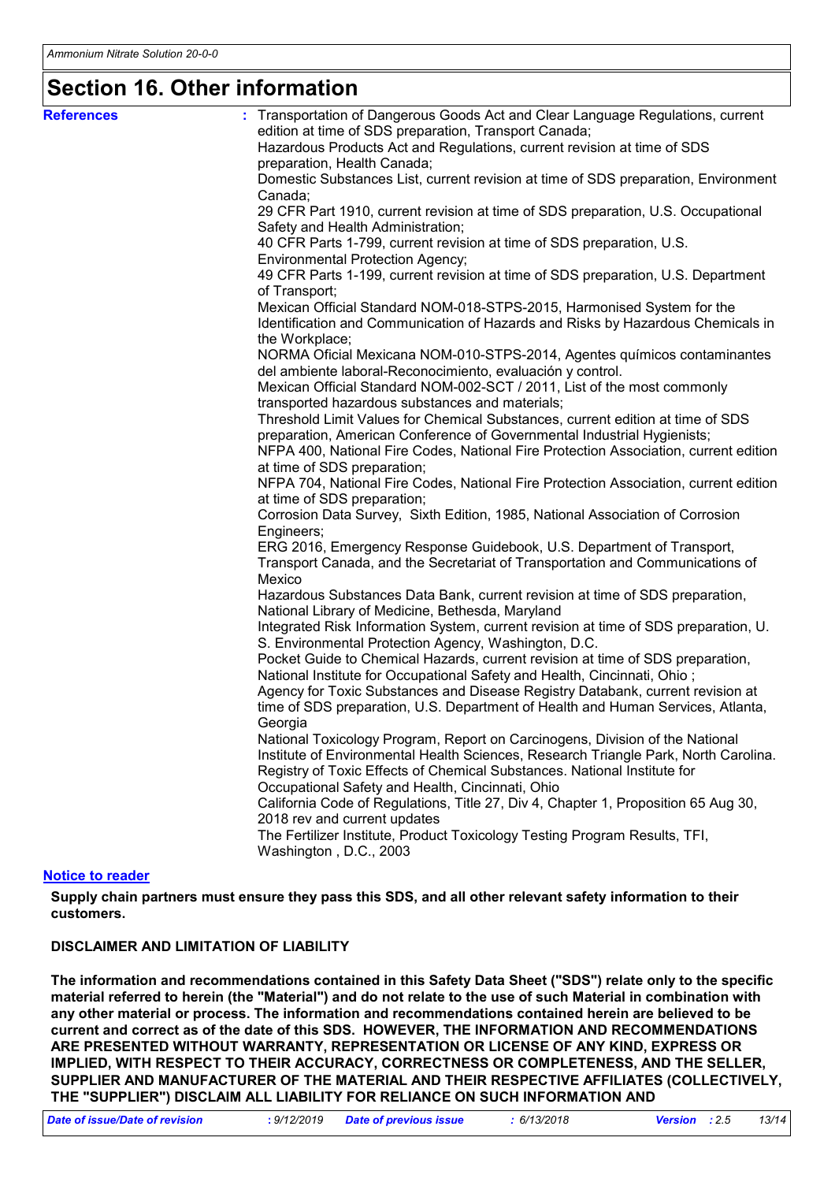# Section 16. Other information

**References** : Transportation of Dangerous Goods Act and Clear Language Regulations, current edition at time of SDS preparation, Transport Canada;
Hazardous Products Act and Regulations, current revision at time of SDS preparation, Health Canada;
Domestic Substances List, current revision at time of SDS preparation, Environment Canada;
29 CFR Part 1910, current revision at time of SDS preparation, U.S. Occupational Safety and Health Administration;
40 CFR Parts 1-799, current revision at time of SDS preparation, U.S. Environmental Protection Agency;
49 CFR Parts 1-199, current revision at time of SDS preparation, U.S. Department of Transport;
Mexican Official Standard NOM-018-STPS-2015, Harmonised System for the Identification and Communication of Hazards and Risks by Hazardous Chemicals in the Workplace;
NORMA Oficial Mexicana NOM-010-STPS-2014, Agentes químicos contaminantes del ambiente laboral-Reconocimiento, evaluación y control.
Mexican Official Standard NOM-002-SCT / 2011, List of the most commonly transported hazardous substances and materials;
Threshold Limit Values for Chemical Substances, current edition at time of SDS preparation, American Conference of Governmental Industrial Hygienists;
NFPA 400, National Fire Codes, National Fire Protection Association, current edition at time of SDS preparation;
NFPA 704, National Fire Codes, National Fire Protection Association, current edition at time of SDS preparation;
Corrosion Data Survey, Sixth Edition, 1985, National Association of Corrosion Engineers;
ERG 2016, Emergency Response Guidebook, U.S. Department of Transport, Transport Canada, and the Secretariat of Transportation and Communications of Mexico
Hazardous Substances Data Bank, current revision at time of SDS preparation, National Library of Medicine, Bethesda, Maryland
Integrated Risk Information System, current revision at time of SDS preparation, U. S. Environmental Protection Agency, Washington, D.C.
Pocket Guide to Chemical Hazards, current revision at time of SDS preparation, National Institute for Occupational Safety and Health, Cincinnati, Ohio ;
Agency for Toxic Substances and Disease Registry Databank, current revision at time of SDS preparation, U.S. Department of Health and Human Services, Atlanta, Georgia
National Toxicology Program, Report on Carcinogens, Division of the National Institute of Environmental Health Sciences, Research Triangle Park, North Carolina.
Registry of Toxic Effects of Chemical Substances. National Institute for Occupational Safety and Health, Cincinnati, Ohio
California Code of Regulations, Title 27, Div 4, Chapter 1, Proposition 65 Aug 30, 2018 rev and current updates
The Fertilizer Institute, Product Toxicology Testing Program Results, TFI, Washington , D.C., 2003

**Notice to reader**

**Supply chain partners must ensure they pass this SDS, and all other relevant safety information to their customers.**

**DISCLAIMER AND LIMITATION OF LIABILITY**

**The information and recommendations contained in this Safety Data Sheet ("SDS") relate only to the specific material referred to herein (the "Material") and do not relate to the use of such Material in combination with any other material or process. The information and recommendations contained herein are believed to be current and correct as of the date of this SDS. HOWEVER, THE INFORMATION AND RECOMMENDATIONS ARE PRESENTED WITHOUT WARRANTY, REPRESENTATION OR LICENSE OF ANY KIND, EXPRESS OR IMPLIED, WITH RESPECT TO THEIR ACCURACY, CORRECTNESS OR COMPLETENESS, AND THE SELLER, SUPPLIER AND MANUFACTURER OF THE MATERIAL AND THEIR RESPECTIVE AFFILIATES (COLLECTIVELY, THE "SUPPLIER") DISCLAIM ALL LIABILITY FOR RELIANCE ON SUCH INFORMATION AND**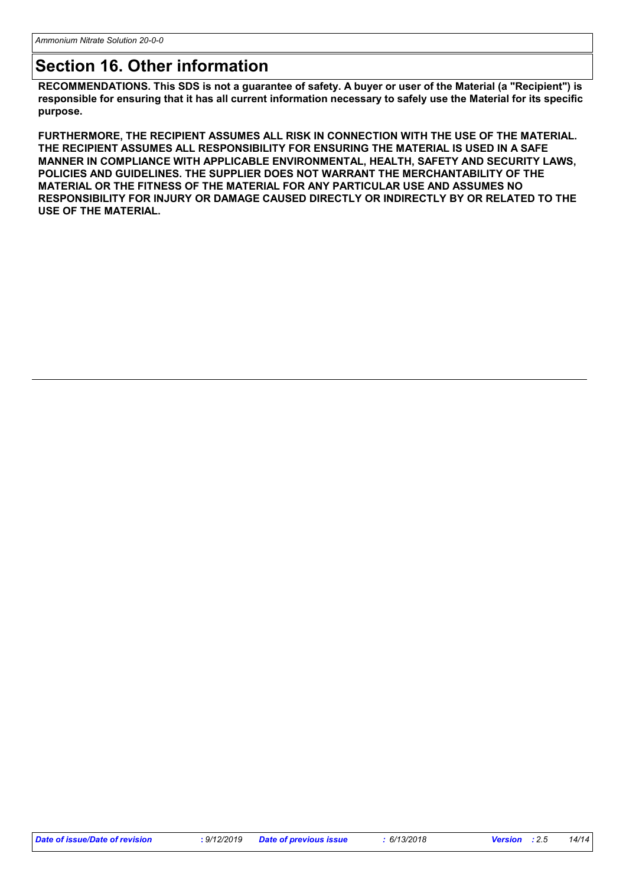# Section 16. Other information

**RECOMMENDATIONS. This SDS is not a guarantee of safety. A buyer or user of the Material (a "Recipient") is responsible for ensuring that it has all current information necessary to safely use the Material for its specific purpose.**

**FURTHERMORE, THE RECIPIENT ASSUMES ALL RISK IN CONNECTION WITH THE USE OF THE MATERIAL. THE RECIPIENT ASSUMES ALL RESPONSIBILITY FOR ENSURING THE MATERIAL IS USED IN A SAFE MANNER IN COMPLIANCE WITH APPLICABLE ENVIRONMENTAL, HEALTH, SAFETY AND SECURITY LAWS, POLICIES AND GUIDELINES. THE SUPPLIER DOES NOT WARRANT THE MERCHANTABILITY OF THE MATERIAL OR THE FITNESS OF THE MATERIAL FOR ANY PARTICULAR USE AND ASSUMES NO RESPONSIBILITY FOR INJURY OR DAMAGE CAUSED DIRECTLY OR INDIRECTLY BY OR RELATED TO THE USE OF THE MATERIAL.**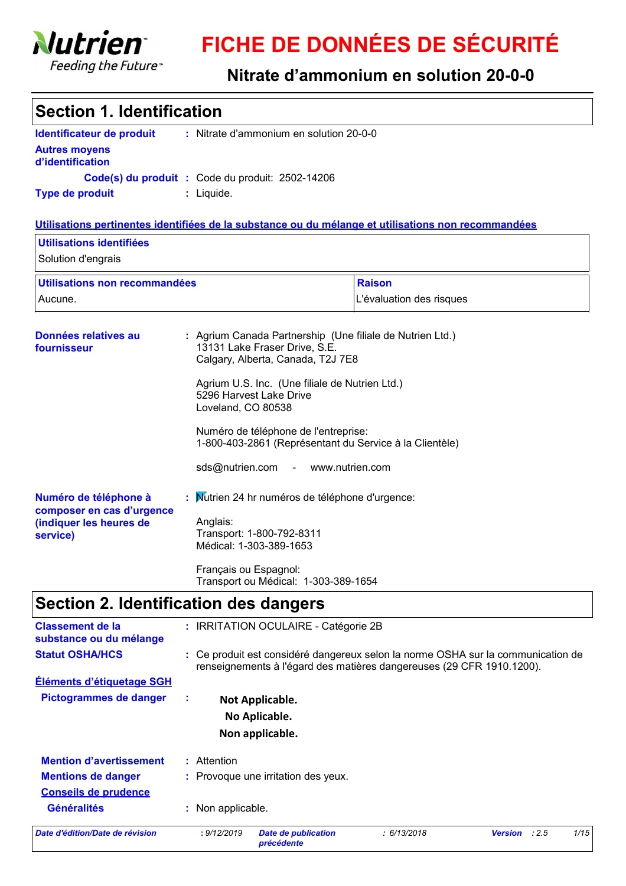# FICHE DE DONNÉES DE SÉCURITÉ

## Nitrate d'ammonium en solution 20-0-0

## Section 1. Identification

**Identificateur de produit** : Nitrate d'ammonium en solution 20-0-0

**Autres moyens d'identification**

**Code(s) du produit** : Code du produit: 2502-14206

**Type de produit** : Liquide.

**Utilisations pertinentes identifiées de la substance ou du mélange et utilisations non recommandées**

| Utilisations identifiées |
| --- |
| Solution d'engrais |

| Utilisations non recommandées | Raison |
| --- | --- |
| Aucune. | L'évaluation des risques |

**Données relatives au fournisseur** : Agrium Canada Partnership (Une filiale de Nutrien Ltd.)
13131 Lake Fraser Drive, S.E.
Calgary, Alberta, Canada, T2J 7E8

Agrium U.S. Inc. (Une filiale de Nutrien Ltd.)
5296 Harvest Lake Drive
Loveland, CO 80538

Numéro de téléphone de l'entreprise:
1-800-403-2861 (Représentant du Service à la Clientèle)

sds@nutrien.com - www.nutrien.com

**Numéro de téléphone à composer en cas d'urgence (indiquer les heures de service)** : Nutrien 24 hr numéros de téléphone d'urgence:

Anglais:
Transport: 1-800-792-8311
Médical: 1-303-389-1653

Français ou Espagnol:
Transport ou Médical: 1-303-389-1654

## Section 2. Identification des dangers

**Classement de la substance ou du mélange** : IRRITATION OCULAIRE - Catégorie 2B

**Statut OSHA/HCS** : Ce produit est considéré dangereux selon la norme OSHA sur la communication de renseignements à l'égard des matières dangereuses (29 CFR 1910.1200).

**Éléments d'étiquetage SGH**

**Pictogrammes de danger** :

**Not Applicable.**
**No Aplicable.**
**Non applicable.**

**Mention d'avertissement** : Attention

**Mentions de danger** : Provoque une irritation des yeux.

**Conseils de prudence**

**Généralités** : Non applicable.

*Date d'édition/Date de révision* : 9/12/2019 *Date de publication précédente* : 6/13/2018 *Version* : 2.5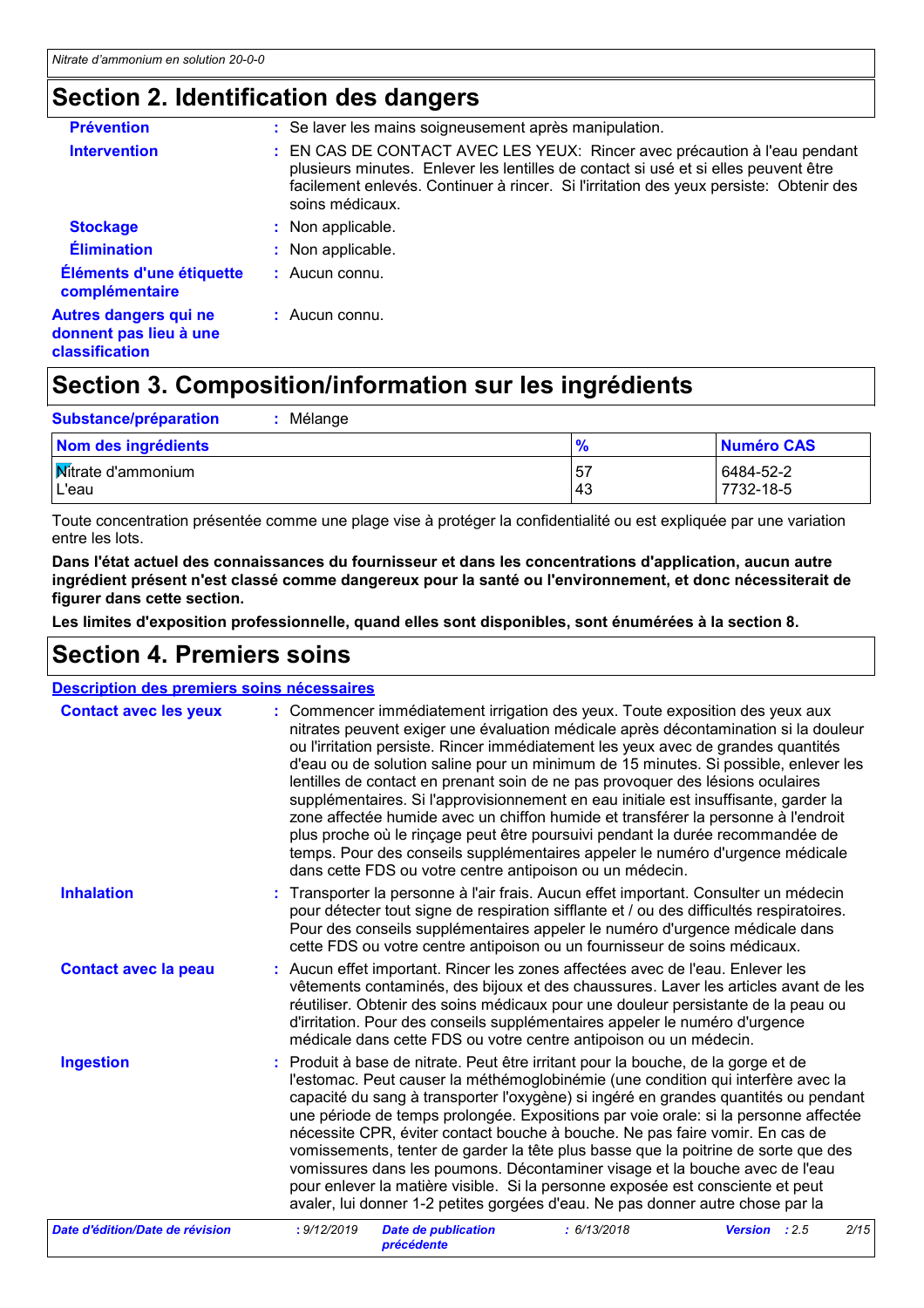## Section 2. Identification des dangers

**Prévention** : Se laver les mains soigneusement après manipulation.

**Intervention** : EN CAS DE CONTACT AVEC LES YEUX: Rincer avec précaution à l'eau pendant plusieurs minutes. Enlever les lentilles de contact si usé et si elles peuvent être facilement enlevés. Continuer à rincer. Si l'irritation des yeux persiste: Obtenir des soins médicaux.

**Stockage** : Non applicable.

**Élimination** : Non applicable.

**Éléments d'une étiquette complémentaire** : Aucun connu.

**Autres dangers qui ne donnent pas lieu à une classification** : Aucun connu.

## Section 3. Composition/information sur les ingrédients

**Substance/préparation** : Mélange

| Nom des ingrédients | % | Numéro CAS |
|---|---|---|
| Nitrate d'ammonium | 57 | 6484-52-2 |
| L'eau | 43 | 7732-18-5 |

Toute concentration présentée comme une plage vise à protéger la confidentialité ou est expliquée par une variation entre les lots.

**Dans l'état actuel des connaissances du fournisseur et dans les concentrations d'application, aucun autre ingrédient présent n'est classé comme dangereux pour la santé ou l'environnement, et donc nécessiterait de figurer dans cette section.**

**Les limites d'exposition professionnelle, quand elles sont disponibles, sont énumérées à la section 8.**

## Section 4. Premiers soins

**Description des premiers soins nécessaires**

**Contact avec les yeux** : Commencer immédiatement irrigation des yeux. Toute exposition des yeux aux nitrates peuvent exiger une évaluation médicale après décontamination si la douleur ou l'irritation persiste. Rincer immédiatement les yeux avec de grandes quantités d'eau ou de solution saline pour un minimum de 15 minutes. Si possible, enlever les lentilles de contact en prenant soin de ne pas provoquer des lésions oculaires supplémentaires. Si l'approvisionnement en eau initiale est insuffisante, garder la zone affectée humide avec un chiffon humide et transférer la personne à l'endroit plus proche où le rinçage peut être poursuivi pendant la durée recommandée de temps. Pour des conseils supplémentaires appeler le numéro d'urgence médicale dans cette FDS ou votre centre antipoison ou un médecin.

**Inhalation** : Transporter la personne à l'air frais. Aucun effet important. Consulter un médecin pour détecter tout signe de respiration sifflante et / ou des difficultés respiratoires. Pour des conseils supplémentaires appeler le numéro d'urgence médicale dans cette FDS ou votre centre antipoison ou un fournisseur de soins médicaux.

**Contact avec la peau** : Aucun effet important. Rincer les zones affectées avec de l'eau. Enlever les vêtements contaminés, des bijoux et des chaussures. Laver les articles avant de les réutiliser. Obtenir des soins médicaux pour une douleur persistante de la peau ou d'irritation. Pour des conseils supplémentaires appeler le numéro d'urgence médicale dans cette FDS ou votre centre antipoison ou un médecin.

**Ingestion** : Produit à base de nitrate. Peut être irritant pour la bouche, de la gorge et de l'estomac. Peut causer la méthémoglobinémie (une condition qui interfère avec la capacité du sang à transporter l'oxygène) si ingéré en grandes quantités ou pendant une période de temps prolongée. Expositions par voie orale: si la personne affectée nécessite CPR, éviter contact bouche à bouche. Ne pas faire vomir. En cas de vomissements, tenter de garder la tête plus basse que la poitrine de sorte que des vomissures dans les poumons. Décontaminer visage et la bouche avec de l'eau pour enlever la matière visible. Si la personne exposée est consciente et peut avaler, lui donner 1-2 petites gorgées d'eau. Ne pas donner autre chose par la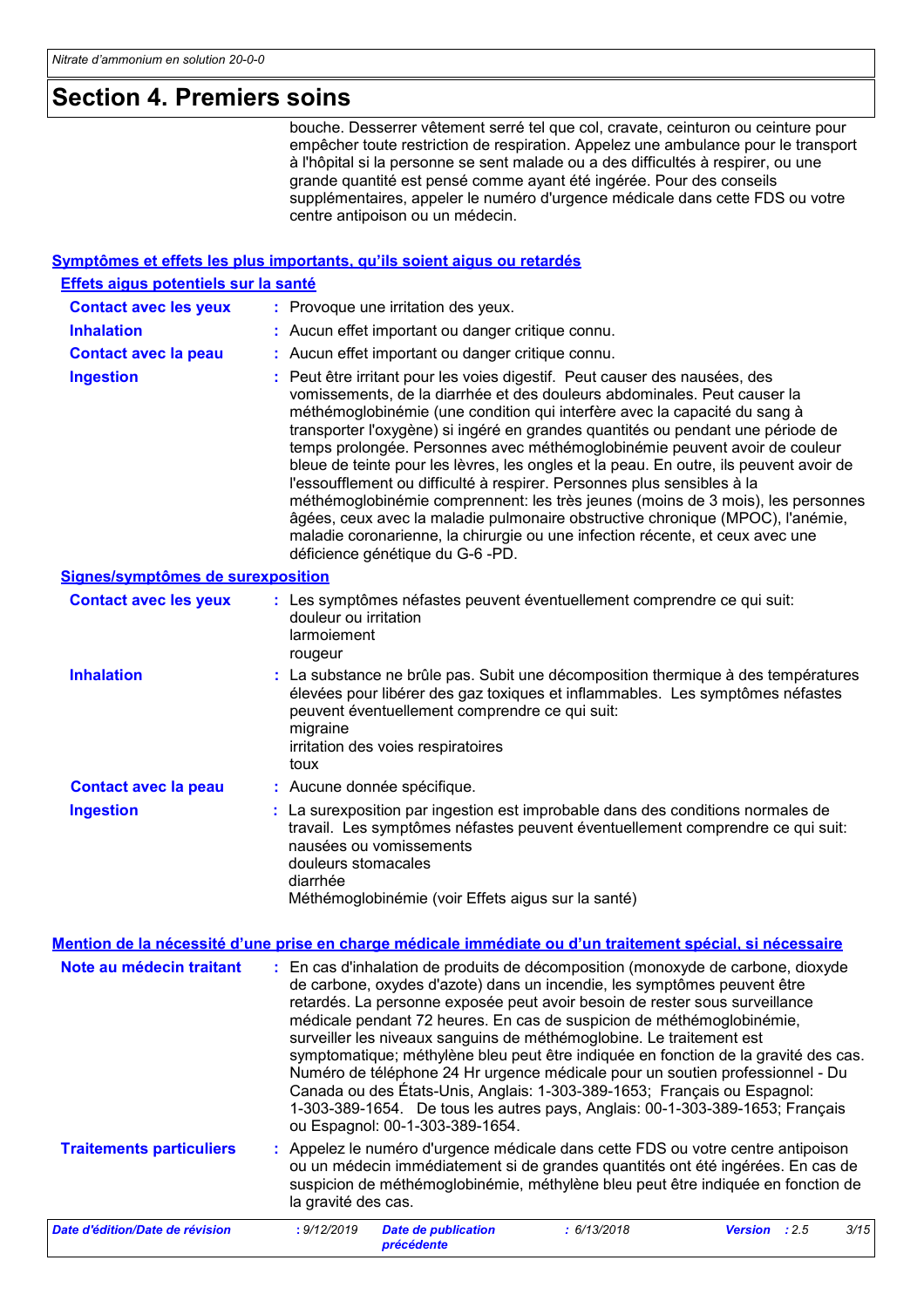## Section 4. Premiers soins

bouche. Desserrer vêtement serré tel que col, cravate, ceinturon ou ceinture pour empêcher toute restriction de respiration. Appelez une ambulance pour le transport à l'hôpital si la personne se sent malade ou a des difficultés à respirer, ou une grande quantité est pensé comme ayant été ingérée. Pour des conseils supplémentaires, appeler le numéro d'urgence médicale dans cette FDS ou votre centre antipoison ou un médecin.

### Symptômes et effets les plus importants, qu'ils soient aigus ou retardés

#### Effets aigus potentiels sur la santé

**Contact avec les yeux** : Provoque une irritation des yeux.

**Inhalation** : Aucun effet important ou danger critique connu.

**Contact avec la peau** : Aucun effet important ou danger critique connu.

**Ingestion** : Peut être irritant pour les voies digestif. Peut causer des nausées, des vomissements, de la diarrhée et des douleurs abdominales. Peut causer la méthémoglobinémie (une condition qui interfère avec la capacité du sang à transporter l'oxygène) si ingéré en grandes quantités ou pendant une période de temps prolongée. Personnes avec méthémoglobinémie peuvent avoir de couleur bleue de teinte pour les lèvres, les ongles et la peau. En outre, ils peuvent avoir de l'essoufflement ou difficulté à respirer. Personnes plus sensibles à la méthémoglobinémie comprennent: les très jeunes (moins de 3 mois), les personnes âgées, ceux avec la maladie pulmonaire obstructive chronique (MPOC), l'anémie, maladie coronarienne, la chirurgie ou une infection récente, et ceux avec une déficience génétique du G-6 -PD.

#### Signes/symptômes de surexposition

**Contact avec les yeux** : Les symptômes néfastes peuvent éventuellement comprendre ce qui suit:
douleur ou irritation
larmoiement
rougeur

**Inhalation** : La substance ne brûle pas. Subit une décomposition thermique à des températures élevées pour libérer des gaz toxiques et inflammables. Les symptômes néfastes peuvent éventuellement comprendre ce qui suit:
migraine
irritation des voies respiratoires
toux

**Contact avec la peau** : Aucune donnée spécifique.

**Ingestion** : La surexposition par ingestion est improbable dans des conditions normales de travail. Les symptômes néfastes peuvent éventuellement comprendre ce qui suit:
nausées ou vomissements
douleurs stomacales
diarrhée
Méthémoglobinémie (voir Effets aigus sur la santé)

### Mention de la nécessité d'une prise en charge médicale immédiate ou d'un traitement spécial, si nécessaire

**Note au médecin traitant** : En cas d'inhalation de produits de décomposition (monoxyde de carbone, dioxyde de carbone, oxydes d'azote) dans un incendie, les symptômes peuvent être retardés. La personne exposée peut avoir besoin de rester sous surveillance médicale pendant 72 heures. En cas de suspicion de méthémoglobinémie, surveiller les niveaux sanguins de méthémoglobine. Le traitement est symptomatique; méthylène bleu peut être indiquée en fonction de la gravité des cas. Numéro de téléphone 24 Hr urgence médicale pour un soutien professionnel - Du Canada ou des États-Unis, Anglais: 1-303-389-1653; Français ou Espagnol: 1-303-389-1654. De tous les autres pays, Anglais: 00-1-303-389-1653; Français ou Espagnol: 00-1-303-389-1654.

**Traitements particuliers** : Appelez le numéro d'urgence médicale dans cette FDS ou votre centre antipoison ou un médecin immédiatement si de grandes quantités ont été ingérées. En cas de suspicion de méthémoglobinémie, méthylène bleu peut être indiquée en fonction de la gravité des cas.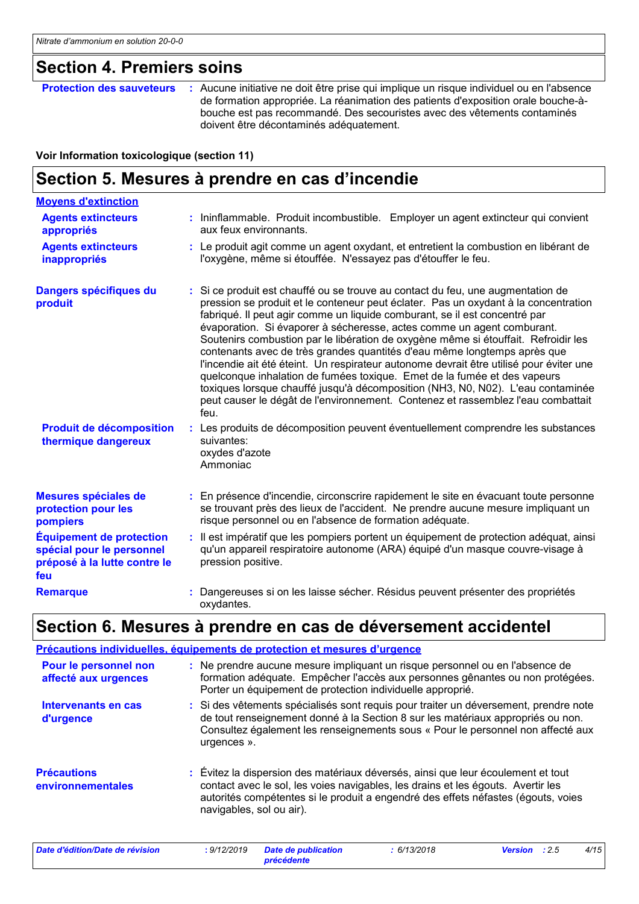## Section 4. Premiers soins

**Protection des sauveteurs** : Aucune initiative ne doit être prise qui implique un risque individuel ou en l'absence de formation appropriée. La réanimation des patients d'exposition orale bouche-à-bouche est pas recommandé. Des secouristes avec des vêtements contaminés doivent être décontaminés adéquatement.

**Voir Information toxicologique (section 11)**

## Section 5. Mesures à prendre en cas d'incendie

**Moyens d'extinction**

**Agents extincteurs appropriés** : Ininflammable. Produit incombustible. Employer un agent extincteur qui convient aux feux environnants.

**Agents extincteurs inappropriés** : Le produit agit comme un agent oxydant, et entretient la combustion en libérant de l'oxygène, même si étouffée. N'essayez pas d'étouffer le feu.

**Dangers spécifiques du produit** : Si ce produit est chauffé ou se trouve au contact du feu, une augmentation de pression se produit et le conteneur peut éclater. Pas un oxydant à la concentration fabriqué. Il peut agir comme un liquide comburant, se il est concentré par évaporation. Si évaporer à sécheresse, actes comme un agent comburant. Soutenirs combustion par la libération de oxygène même si étouffait. Refroidir les contenants avec de très grandes quantités d'eau même longtemps après que l'incendie ait été éteint. Un respirateur autonome devrait être utilisé pour éviter une quelconque inhalation de fumées toxique. Emet de la fumée et des vapeurs toxiques lorsque chauffé jusqu'à décomposition (NH3, N0, N02). L'eau contaminée peut causer le dégât de l'environnement. Contenez et rassemblez l'eau combattait feu.

**Produit de décomposition thermique dangereux** : Les produits de décomposition peuvent éventuellement comprendre les substances suivantes:
oxydes d'azote
Ammoniac

**Mesures spéciales de protection pour les pompiers** : En présence d'incendie, circonscrire rapidement le site en évacuant toute personne se trouvant près des lieux de l'accident. Ne prendre aucune mesure impliquant un risque personnel ou en l'absence de formation adéquate.

**Équipement de protection spécial pour le personnel préposé à la lutte contre le feu** : Il est impératif que les pompiers portent un équipement de protection adéquat, ainsi qu'un appareil respiratoire autonome (ARA) équipé d'un masque couvre-visage à pression positive.

**Remarque** : Dangereuses si on les laisse sécher. Résidus peuvent présenter des propriétés oxydantes.

## Section 6. Mesures à prendre en cas de déversement accidentel

**Précautions individuelles, équipements de protection et mesures d'urgence**

**Pour le personnel non affecté aux urgences** : Ne prendre aucune mesure impliquant un risque personnel ou en l'absence de formation adéquate. Empêcher l'accès aux personnes gênantes ou non protégées. Porter un équipement de protection individuelle approprié.

**Intervenants en cas d'urgence** : Si des vêtements spécialisés sont requis pour traiter un déversement, prendre note de tout renseignement donné à la Section 8 sur les matériaux appropriés ou non. Consultez également les renseignements sous « Pour le personnel non affecté aux urgences ».

**Précautions environnementales** : Évitez la dispersion des matériaux déversés, ainsi que leur écoulement et tout contact avec le sol, les voies navigables, les drains et les égouts. Avertir les autorités compétentes si le produit a engendré des effets néfastes (égouts, voies navigables, sol ou air).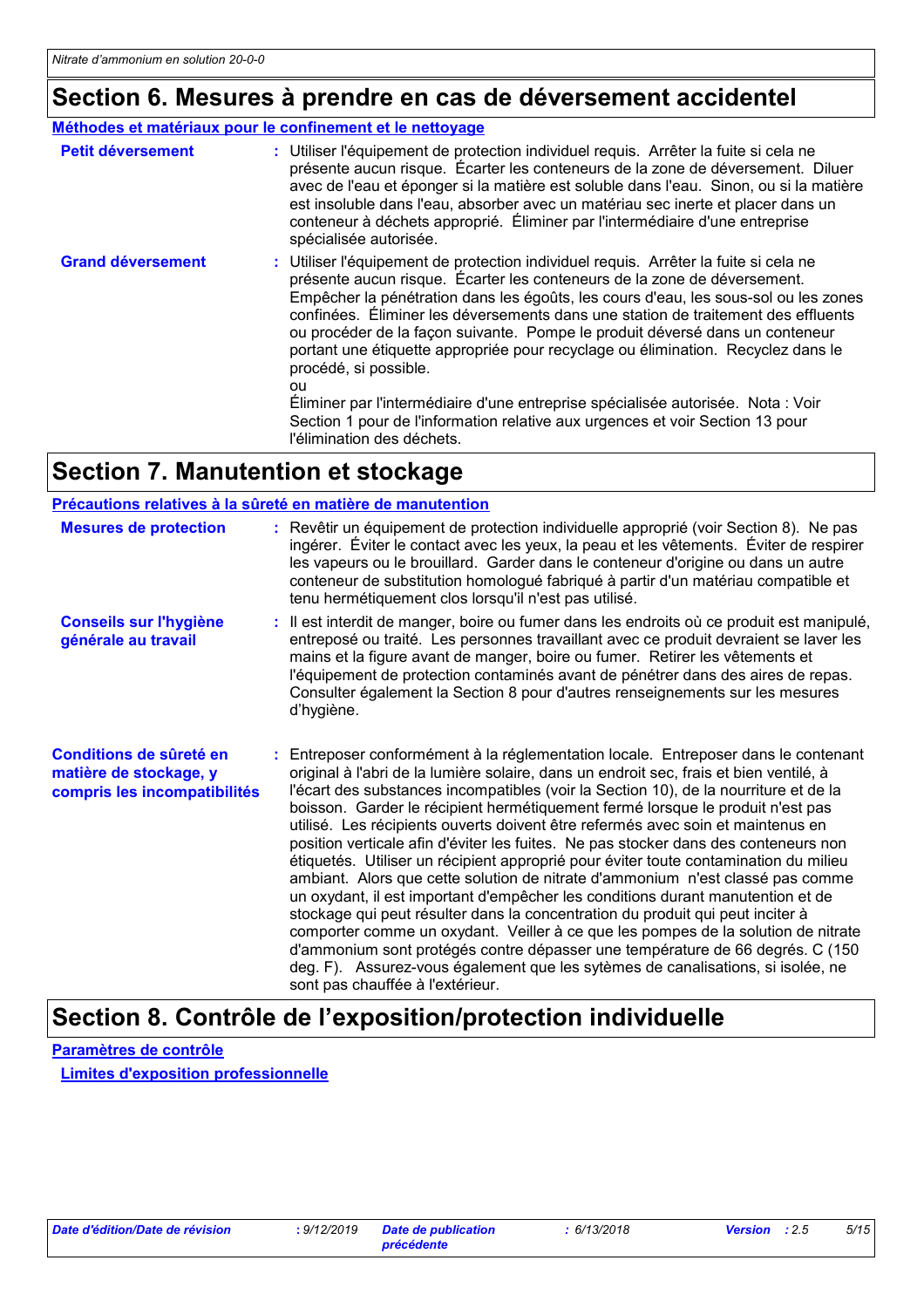# Section 6. Mesures à prendre en cas de déversement accidentel

## Méthodes et matériaux pour le confinement et le nettoyage

**Petit déversement** : Utiliser l'équipement de protection individuel requis. Arrêter la fuite si cela ne présente aucun risque. Écarter les conteneurs de la zone de déversement. Diluer avec de l'eau et éponger si la matière est soluble dans l'eau. Sinon, ou si la matière est insoluble dans l'eau, absorber avec un matériau sec inerte et placer dans un conteneur à déchets approprié. Éliminer par l'intermédiaire d'une entreprise spécialisée autorisée.

**Grand déversement** : Utiliser l'équipement de protection individuel requis. Arrêter la fuite si cela ne présente aucun risque. Écarter les conteneurs de la zone de déversement. Empêcher la pénétration dans les égoûts, les cours d'eau, les sous-sol ou les zones confinées. Éliminer les déversements dans une station de traitement des effluents ou procéder de la façon suivante. Pompe le produit déversé dans un conteneur portant une étiquette appropriée pour recyclage ou élimination. Recyclez dans le procédé, si possible.
ou
Éliminer par l'intermédiaire d'une entreprise spécialisée autorisée. Nota : Voir Section 1 pour de l'information relative aux urgences et voir Section 13 pour l'élimination des déchets.

# Section 7. Manutention et stockage

## Précautions relatives à la sûreté en matière de manutention

**Mesures de protection** : Revêtir un équipement de protection individuelle approprié (voir Section 8). Ne pas ingérer. Éviter le contact avec les yeux, la peau et les vêtements. Éviter de respirer les vapeurs ou le brouillard. Garder dans le conteneur d'origine ou dans un autre conteneur de substitution homologué fabriqué à partir d'un matériau compatible et tenu hermétiquement clos lorsqu'il n'est pas utilisé.

**Conseils sur l'hygiène générale au travail** : Il est interdit de manger, boire ou fumer dans les endroits où ce produit est manipulé, entreposé ou traité. Les personnes travaillant avec ce produit devraient se laver les mains et la figure avant de manger, boire ou fumer. Retirer les vêtements et l'équipement de protection contaminés avant de pénétrer dans des aires de repas. Consulter également la Section 8 pour d'autres renseignements sur les mesures d'hygiène.

**Conditions de sûreté en matière de stockage, y compris les incompatibilités** : Entreposer conformément à la réglementation locale. Entreposer dans le contenant original à l'abri de la lumière solaire, dans un endroit sec, frais et bien ventilé, à l'écart des substances incompatibles (voir la Section 10), de la nourriture et de la boisson. Garder le récipient hermétiquement fermé lorsque le produit n'est pas utilisé. Les récipients ouverts doivent être refermés avec soin et maintenus en position verticale afin d'éviter les fuites. Ne pas stocker dans des conteneurs non étiquetés. Utiliser un récipient approprié pour éviter toute contamination du milieu ambiant. Alors que cette solution de nitrate d'ammonium n'est classé pas comme un oxydant, il est important d'empêcher les conditions durant manutention et de stockage qui peut résulter dans la concentration du produit qui peut inciter à comporter comme un oxydant. Veiller à ce que les pompes de la solution de nitrate d'ammonium sont protégés contre dépasser une température de 66 degrés. C (150 deg. F). Assurez-vous également que les sytèmes de canalisations, si isolée, ne sont pas chauffée à l'extérieur.

# Section 8. Contrôle de l'exposition/protection individuelle

## Paramètres de contrôle

### Limites d'exposition professionnelle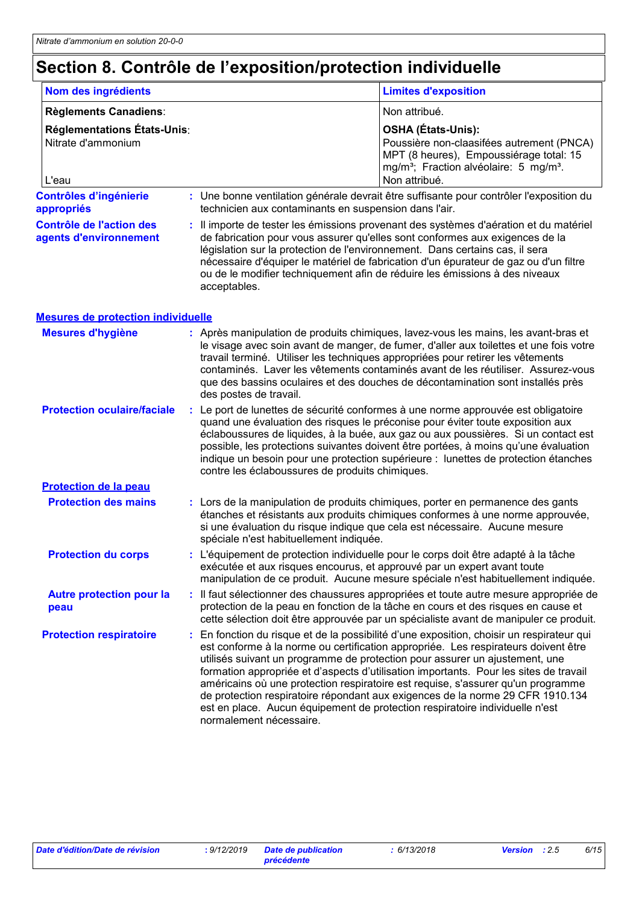# Section 8. Contrôle de l'exposition/protection individuelle

| Nom des ingrédients | Limites d'exposition |
|---|---|
| **Règlements Canadiens**: | Non attribué. |
| **Réglementations États-Unis**:<br>Nitrate d'ammonium | **OSHA (États-Unis):**<br>Poussière non-claasifées autrement (PNCA)<br>MPT (8 heures), Empoussiérage total: 15 mg/m³; Fraction alvéolaire: 5 mg/m³. |
| L'eau | Non attribué. |

**Contrôles d'ingénierie appropriés** : Une bonne ventilation générale devrait être suffisante pour contrôler l'exposition du technicien aux contaminants en suspension dans l'air.

**Contrôle de l'action des agents d'environnement** : Il importe de tester les émissions provenant des systèmes d'aération et du matériel de fabrication pour vous assurer qu'elles sont conformes aux exigences de la législation sur la protection de l'environnement. Dans certains cas, il sera nécessaire d'équiper le matériel de fabrication d'un épurateur de gaz ou d'un filtre ou de le modifier techniquement afin de réduire les émissions à des niveaux acceptables.

## Mesures de protection individuelle

**Mesures d'hygiène** : Après manipulation de produits chimiques, lavez-vous les mains, les avant-bras et le visage avec soin avant de manger, de fumer, d'aller aux toilettes et une fois votre travail terminé. Utiliser les techniques appropriées pour retirer les vêtements contaminés. Laver les vêtements contaminés avant de les réutiliser. Assurez-vous que des bassins oculaires et des douches de décontamination sont installés près des postes de travail.

**Protection oculaire/faciale** : Le port de lunettes de sécurité conformes à une norme approuvée est obligatoire quand une évaluation des risques le préconise pour éviter toute exposition aux éclaboussures de liquides, à la buée, aux gaz ou aux poussières. Si un contact est possible, les protections suivantes doivent être portées, à moins qu'une évaluation indique un besoin pour une protection supérieure : lunettes de protection étanches contre les éclaboussures de produits chimiques.

### Protection de la peau

**Protection des mains** : Lors de la manipulation de produits chimiques, porter en permanence des gants étanches et résistants aux produits chimiques conformes à une norme approuvée, si une évaluation du risque indique que cela est nécessaire. Aucune mesure spéciale n'est habituellement indiquée.

**Protection du corps** : L'équipement de protection individuelle pour le corps doit être adapté à la tâche exécutée et aux risques encourus, et approuvé par un expert avant toute manipulation de ce produit. Aucune mesure spéciale n'est habituellement indiquée.

**Autre protection pour la peau** : Il faut sélectionner des chaussures appropriées et toute autre mesure appropriée de protection de la peau en fonction de la tâche en cours et des risques en cause et cette sélection doit être approuvée par un spécialiste avant de manipuler ce produit.

**Protection respiratoire** : En fonction du risque et de la possibilité d'une exposition, choisir un respirateur qui est conforme à la norme ou certification appropriée. Les respirateurs doivent être utilisés suivant un programme de protection pour assurer un ajustement, une formation appropriée et d'aspects d'utilisation importants. Pour les sites de travail américains où une protection respiratoire est requise, s'assurer qu'un programme de protection respiratoire répondant aux exigences de la norme 29 CFR 1910.134 est en place. Aucun équipement de protection respiratoire individuelle n'est normalement nécessaire.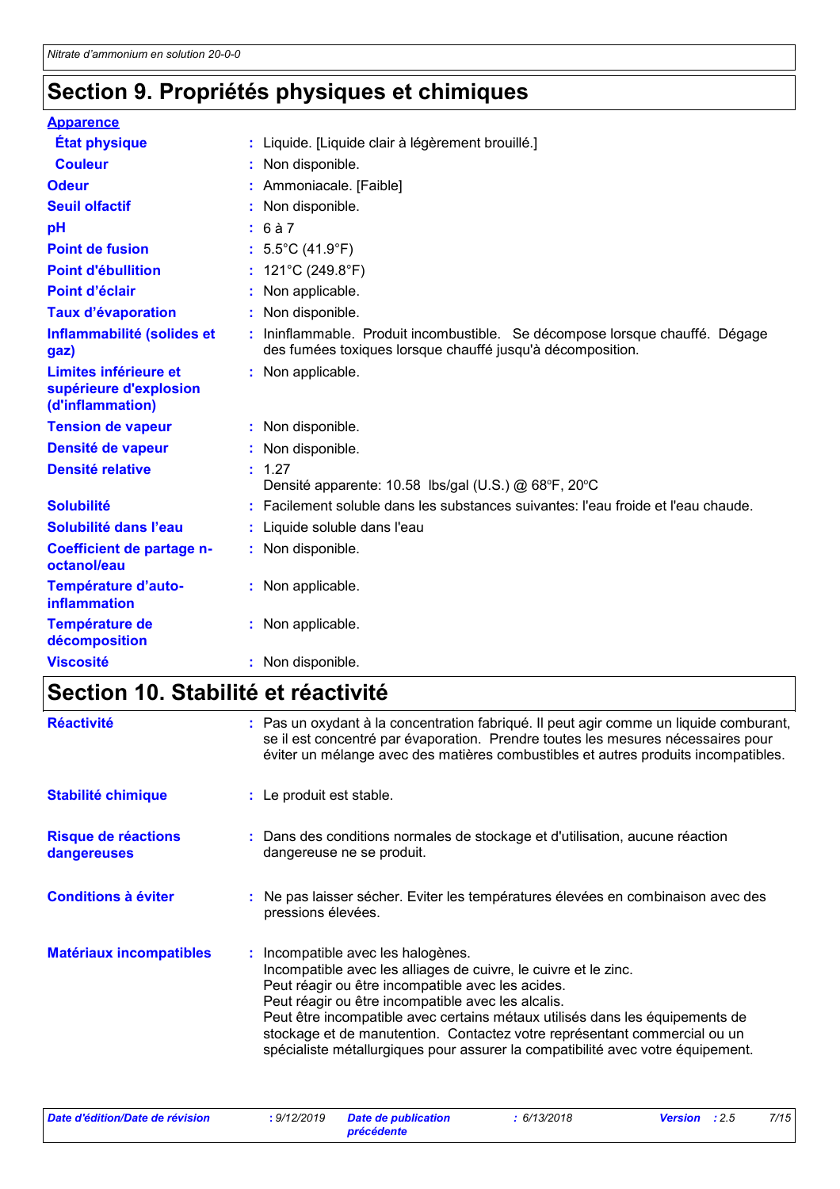## Section 9. Propriétés physiques et chimiques

**Apparence**

| | |
|---|---|
| **État physique** | : Liquide. [Liquide clair à légèrement brouillé.] |
| **Couleur** | : Non disponible. |
| **Odeur** | : Ammoniacale. [Faible] |
| **Seuil olfactif** | : Non disponible. |
| **pH** | : 6 à 7 |
| **Point de fusion** | : 5.5°C (41.9°F) |
| **Point d'ébullition** | : 121°C (249.8°F) |
| **Point d'éclair** | : Non applicable. |
| **Taux d'évaporation** | : Non disponible. |
| **Inflammabilité (solides et gaz)** | : Ininflammable. Produit incombustible. Se décompose lorsque chauffé. Dégage des fumées toxiques lorsque chauffé jusqu'à décomposition. |
| **Limites inférieure et supérieure d'explosion (d'inflammation)** | : Non applicable. |
| **Tension de vapeur** | : Non disponible. |
| **Densité de vapeur** | : Non disponible. |
| **Densité relative** | : 1.27<br>Densité apparente: 10.58 lbs/gal (U.S.) @ 68°F, 20°C |
| **Solubilité** | : Facilement soluble dans les substances suivantes: l'eau froide et l'eau chaude. |
| **Solubilité dans l'eau** | : Liquide soluble dans l'eau |
| **Coefficient de partage n-octanol/eau** | : Non disponible. |
| **Température d'auto-inflammation** | : Non applicable. |
| **Température de décomposition** | : Non applicable. |
| **Viscosité** | : Non disponible. |

## Section 10. Stabilité et réactivité

| | |
|---|---|
| **Réactivité** | : Pas un oxydant à la concentration fabriqué. Il peut agir comme un liquide comburant, se il est concentré par évaporation. Prendre toutes les mesures nécessaires pour éviter un mélange avec des matières combustibles et autres produits incompatibles. |
| **Stabilité chimique** | : Le produit est stable. |
| **Risque de réactions dangereuses** | : Dans des conditions normales de stockage et d'utilisation, aucune réaction dangereuse ne se produit. |
| **Conditions à éviter** | : Ne pas laisser sécher. Eviter les températures élevées en combinaison avec des pressions élevées. |
| **Matériaux incompatibles** | : Incompatible avec les halogènes.<br>Incompatible avec les alliages de cuivre, le cuivre et le zinc.<br>Peut réagir ou être incompatible avec les acides.<br>Peut réagir ou être incompatible avec les alcalis.<br>Peut être incompatible avec certains métaux utilisés dans les équipements de stockage et de manutention. Contactez votre représentant commercial ou un spécialiste métallurgiques pour assurer la compatibilité avec votre équipement. |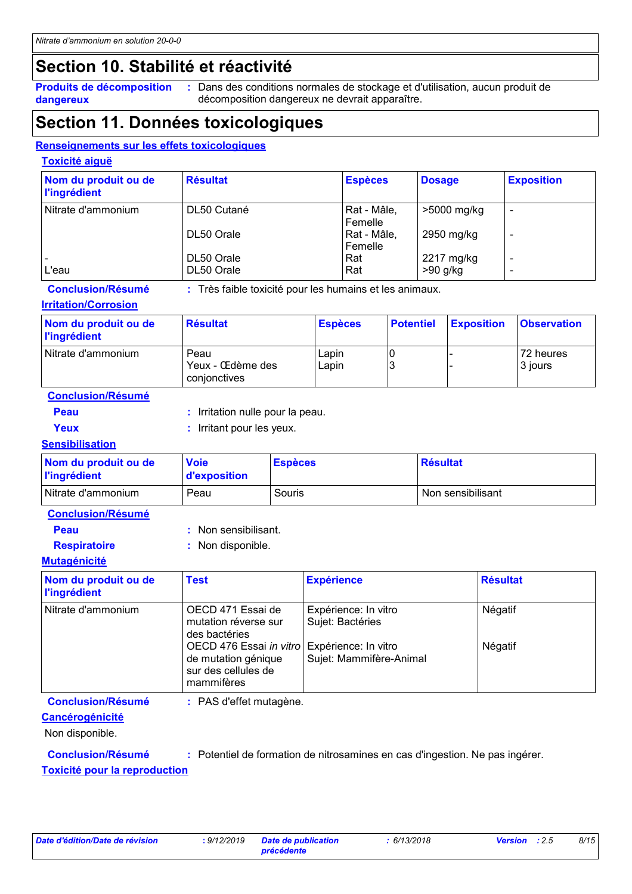# Section 10. Stabilité et réactivité

**Produits de décomposition dangereux** : Dans des conditions normales de stockage et d'utilisation, aucun produit de décomposition dangereux ne devrait apparaître.

# Section 11. Données toxicologiques

## Renseignements sur les effets toxicologiques

### Toxicité aiguë

| Nom du produit ou de l'ingrédient | Résultat | Espèces | Dosage | Exposition |
|---|---|---|---|---|
| Nitrate d'ammonium | DL50 Cutané | Rat - Mâle, Femelle | >5000 mg/kg | - |
| | DL50 Orale | Rat - Mâle, Femelle | 2950 mg/kg | - |
| - | DL50 Orale | Rat | 2217 mg/kg | - |
| L'eau | DL50 Orale | Rat | >90 g/kg | - |

**Conclusion/Résumé** : Très faible toxicité pour les humains et les animaux.

### Irritation/Corrosion

| Nom du produit ou de l'ingrédient | Résultat | Espèces | Potentiel | Exposition | Observation |
|---|---|---|---|---|---|
| Nitrate d'ammonium | Peau | Lapin | 0 | - | 72 heures |
| | Yeux - Œdème des conjonctives | Lapin | 3 | - | 3 jours |

**Conclusion/Résumé**

**Peau** : Irritation nulle pour la peau.

**Yeux** : Irritant pour les yeux.

### Sensibilisation

| Nom du produit ou de l'ingrédient | Voie d'exposition | Espèces | Résultat |
|---|---|---|---|
| Nitrate d'ammonium | Peau | Souris | Non sensibilisant |

**Conclusion/Résumé**

**Peau** : Non sensibilisant.

**Respiratoire** : Non disponible.

### Mutagénicité

| Nom du produit ou de l'ingrédient | Test | Expérience | Résultat |
|---|---|---|---|
| Nitrate d'ammonium | OECD 471 Essai de mutation réverse sur des bactéries | Expérience: In vitro Sujet: Bactéries | Négatif |
| | OECD 476 Essai *in vitro* de mutation génique sur des cellules de mammifères | Expérience: In vitro Sujet: Mammifère-Animal | Négatif |

**Conclusion/Résumé** : PAS d'effet mutagène.

### Cancérogénicité

Non disponible.

**Conclusion/Résumé** : Potentiel de formation de nitrosamines en cas d'ingestion. Ne pas ingérer.

### Toxicité pour la reproduction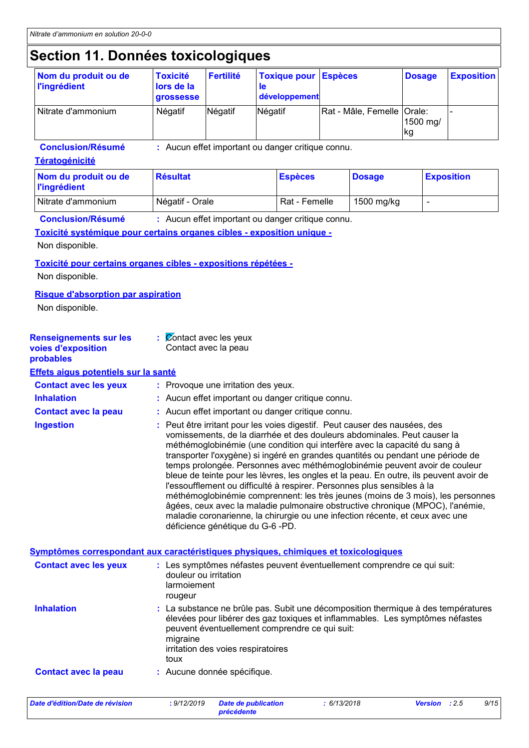# Section 11. Données toxicologiques

| Nom du produit ou de l'ingrédient | Toxicité lors de la grossesse | Fertilité | Toxique pour le développement | Espèces | Dosage | Exposition |
|---|---|---|---|---|---|---|
| Nitrate d'ammonium | Négatif | Négatif | Négatif | Rat - Mâle, Femelle | Orale: 1500 mg/kg | - |

**Conclusion/Résumé** : Aucun effet important ou danger critique connu.

**Tératogénicité**

| Nom du produit ou de l'ingrédient | Résultat | Espèces | Dosage | Exposition |
|---|---|---|---|---|
| Nitrate d'ammonium | Négatif - Orale | Rat - Femelle | 1500 mg/kg | - |

**Conclusion/Résumé** : Aucun effet important ou danger critique connu.

**Toxicité systémique pour certains organes cibles - exposition unique -**

Non disponible.

**Toxicité pour certains organes cibles - expositions répétées -**

Non disponible.

**Risque d'absorption par aspiration**

Non disponible.

**Renseignements sur les voies d'exposition probables** : Contact avec les yeux
Contact avec la peau

**Effets aigus potentiels sur la santé**

**Contact avec les yeux** : Provoque une irritation des yeux.

**Inhalation** : Aucun effet important ou danger critique connu.

**Contact avec la peau** : Aucun effet important ou danger critique connu.

**Ingestion** : Peut être irritant pour les voies digestif. Peut causer des nausées, des vomissements, de la diarrhée et des douleurs abdominales. Peut causer la méthémoglobinémie (une condition qui interfère avec la capacité du sang à transporter l'oxygène) si ingéré en grandes quantités ou pendant une période de temps prolongée. Personnes avec méthémoglobinémie peuvent avoir de couleur bleue de teinte pour les lèvres, les ongles et la peau. En outre, ils peuvent avoir de l'essoufflement ou difficulté à respirer. Personnes plus sensibles à la méthémoglobinémie comprennent: les très jeunes (moins de 3 mois), les personnes âgées, ceux avec la maladie pulmonaire obstructive chronique (MPOC), l'anémie, maladie coronarienne, la chirurgie ou une infection récente, et ceux avec une déficience génétique du G-6 -PD.

**Symptômes correspondant aux caractéristiques physiques, chimiques et toxicologiques**

**Contact avec les yeux** : Les symptômes néfastes peuvent éventuellement comprendre ce qui suit:
douleur ou irritation
larmoiement
rougeur

**Inhalation** : La substance ne brûle pas. Subit une décomposition thermique à des températures élevées pour libérer des gaz toxiques et inflammables. Les symptômes néfastes peuvent éventuellement comprendre ce qui suit:
migraine
irritation des voies respiratoires
toux

**Contact avec la peau** : Aucune donnée spécifique.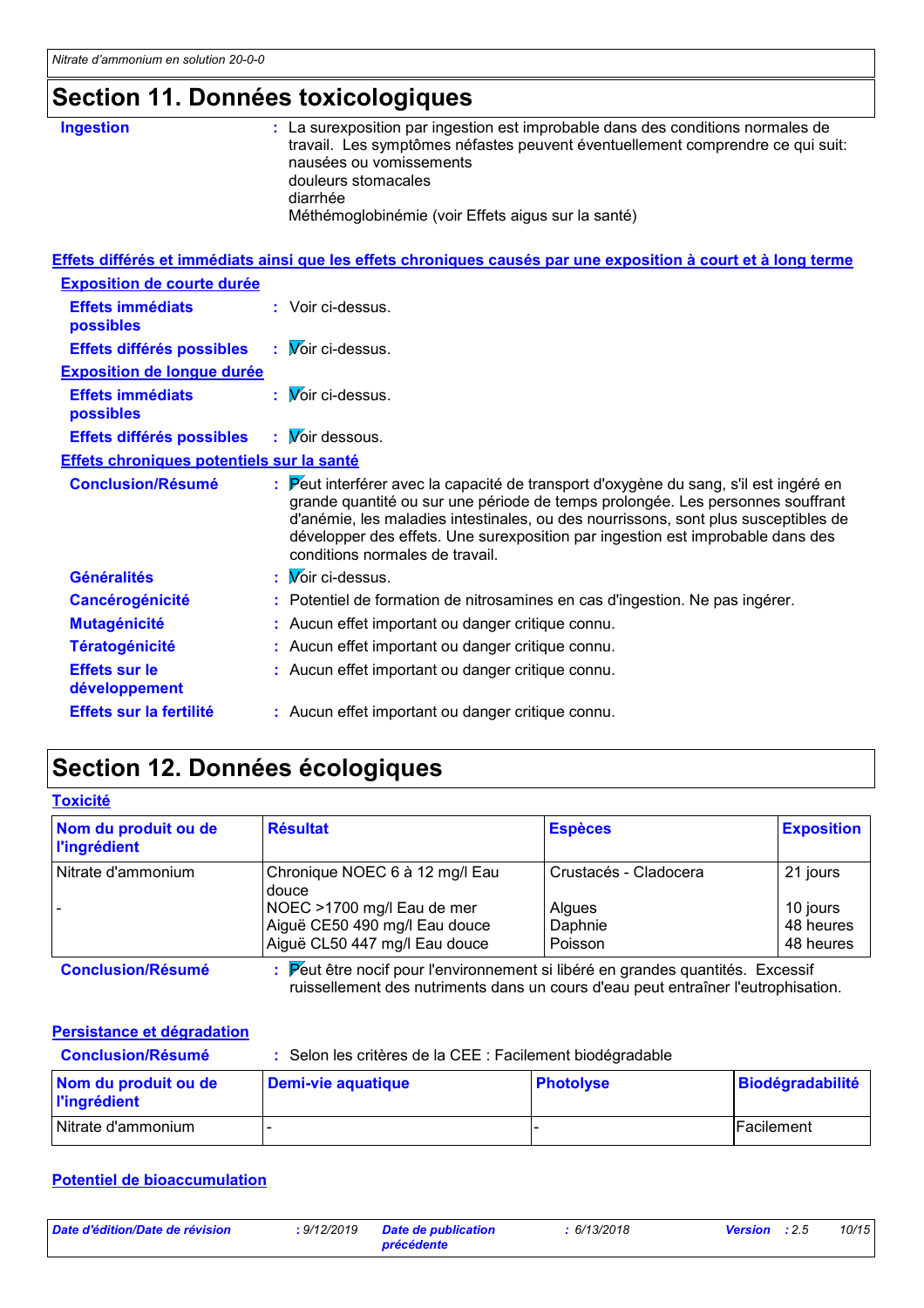# Section 11. Données toxicologiques

**Ingestion** : La surexposition par ingestion est improbable dans des conditions normales de travail. Les symptômes néfastes peuvent éventuellement comprendre ce qui suit:
nausées ou vomissements
douleurs stomacales
diarrhée
Méthémoglobinémie (voir Effets aigus sur la santé)

**Effets différés et immédiats ainsi que les effets chroniques causés par une exposition à court et à long terme**

**Exposition de courte durée**

**Effets immédiats possibles** : Voir ci-dessus.

**Effets différés possibles** : Voir ci-dessus.

**Exposition de longue durée**

**Effets immédiats possibles** : Voir ci-dessus.

**Effets différés possibles** : Voir dessous.

**Effets chroniques potentiels sur la santé**

**Conclusion/Résumé** : Peut interférer avec la capacité de transport d'oxygène du sang, s'il est ingéré en grande quantité ou sur une période de temps prolongée. Les personnes souffrant d'anémie, les maladies intestinales, ou des nourrissons, sont plus susceptibles de développer des effets. Une surexposition par ingestion est improbable dans des conditions normales de travail.

**Généralités** : Voir ci-dessus.

**Cancérogénicité** : Potentiel de formation de nitrosamines en cas d'ingestion. Ne pas ingérer.

**Mutagénicité** : Aucun effet important ou danger critique connu.

**Tératogénicité** : Aucun effet important ou danger critique connu.

**Effets sur le développement** : Aucun effet important ou danger critique connu.

**Effets sur la fertilité** : Aucun effet important ou danger critique connu.

# Section 12. Données écologiques

**Toxicité**

| Nom du produit ou de l'ingrédient | Résultat | Espèces | Exposition |
|---|---|---|---|
| Nitrate d'ammonium | Chronique NOEC 6 à 12 mg/l Eau douce | Crustacés - Cladocera | 21 jours |
| - | NOEC >1700 mg/l Eau de mer | Algues | 10 jours |
| | Aiguë CE50 490 mg/l Eau douce | Daphnie | 48 heures |
| | Aiguë CL50 447 mg/l Eau douce | Poisson | 48 heures |

**Conclusion/Résumé** : Peut être nocif pour l'environnement si libéré en grandes quantités. Excessif ruissellement des nutriments dans un cours d'eau peut entraîner l'eutrophisation.

**Persistance et dégradation**

**Conclusion/Résumé** : Selon les critères de la CEE : Facilement biodégradable

| Nom du produit ou de l'ingrédient | Demi-vie aquatique | Photolyse | Biodégradabilité |
|---|---|---|---|
| Nitrate d'ammonium | - | - | Facilement |

**Potentiel de bioaccumulation**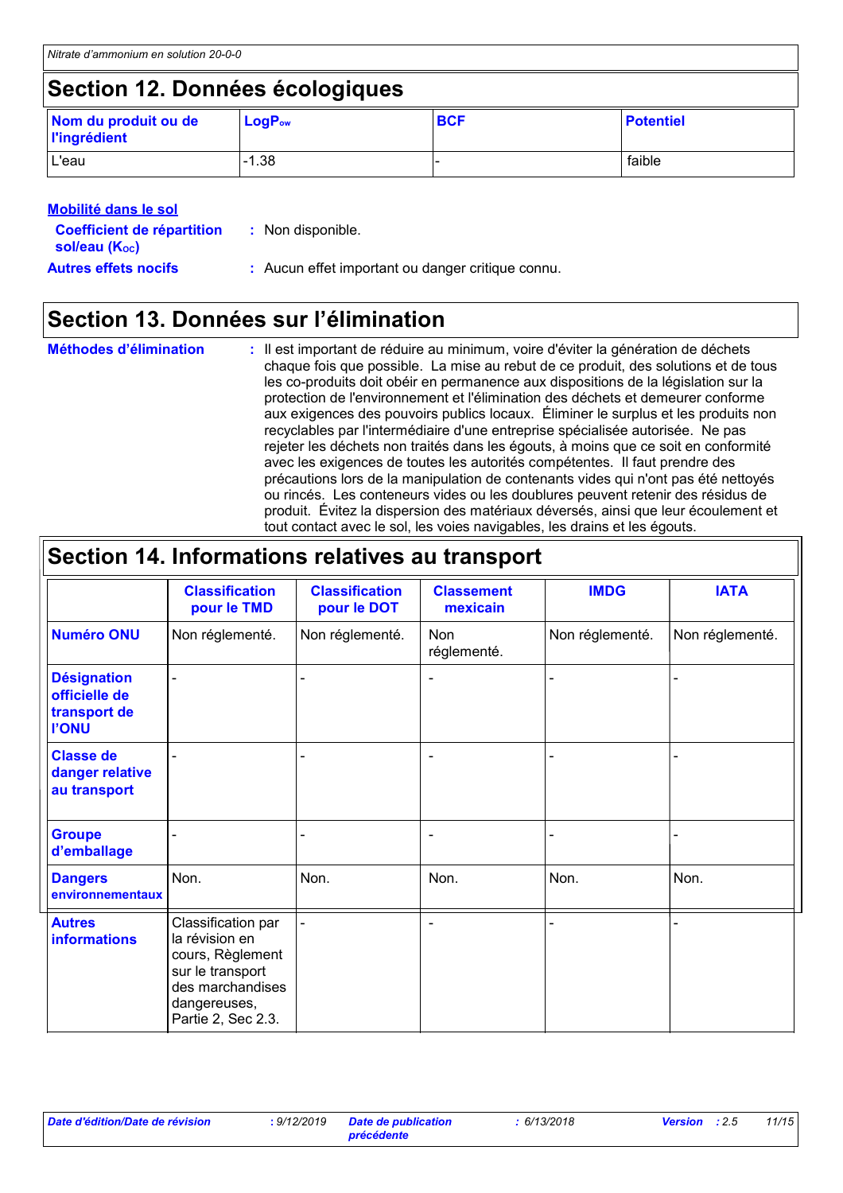## Section 12. Données écologiques

| Nom du produit ou de l'ingrédient | $LogP_{ow}$ | BCF | Potentiel |
|---|---|---|---|
| L'eau | -1.38 | - | faible |

**Mobilité dans le sol**

**Coefficient de répartition sol/eau ($K_{OC}$)** : Non disponible.

**Autres effets nocifs** : Aucun effet important ou danger critique connu.

## Section 13. Données sur l'élimination

**Méthodes d'élimination** : Il est important de réduire au minimum, voire d'éviter la génération de déchets chaque fois que possible. La mise au rebut de ce produit, des solutions et de tous les co-produits doit obéir en permanence aux dispositions de la législation sur la protection de l'environnement et l'élimination des déchets et demeurer conforme aux exigences des pouvoirs publics locaux. Éliminer le surplus et les produits non recyclables par l'intermédiaire d'une entreprise spécialisée autorisée. Ne pas rejeter les déchets non traités dans les égouts, à moins que ce soit en conformité avec les exigences de toutes les autorités compétentes. Il faut prendre des précautions lors de la manipulation de contenants vides qui n'ont pas été nettoyés ou rincés. Les conteneurs vides ou les doublures peuvent retenir des résidus de produit. Évitez la dispersion des matériaux déversés, ainsi que leur écoulement et tout contact avec le sol, les voies navigables, les drains et les égouts.

## Section 14. Informations relatives au transport

| | Classification pour le TMD | Classification pour le DOT | Classement mexicain | IMDG | IATA |
|---|---|---|---|---|---|
| **Numéro ONU** | Non réglementé. | Non réglementé. | Non réglementé. | Non réglementé. | Non réglementé. |
| **Désignation officielle de transport de l'ONU** | - | - | - | - | - |
| **Classe de danger relative au transport** | - | - | - | - | - |
| **Groupe d'emballage** | - | - | - | - | - |
| **Dangers environnementaux** | Non. | Non. | Non. | Non. | Non. |
| **Autres informations** | Classification par la révision en cours, Règlement sur le transport des marchandises dangereuses, Partie 2, Sec 2.3. | - | - | - | - |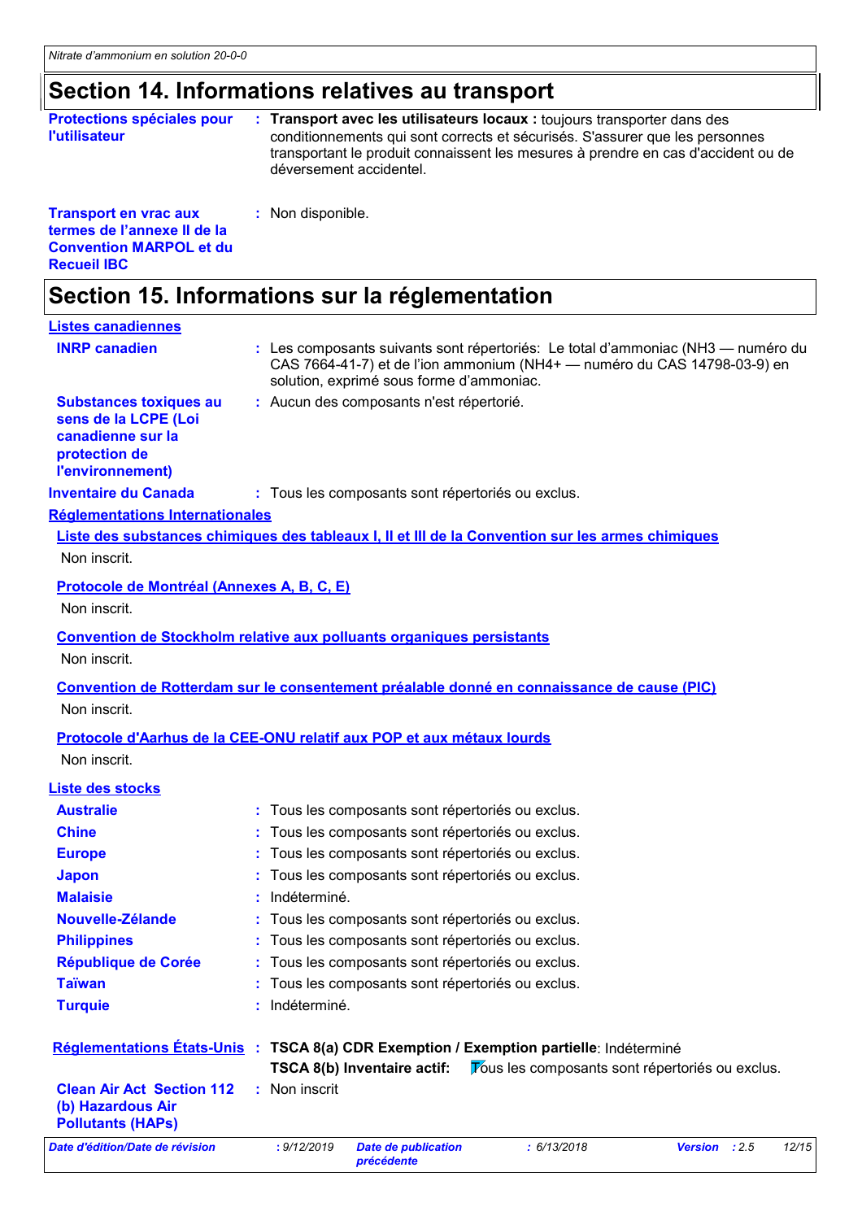## Section 14. Informations relatives au transport

**Protections spéciales pour l'utilisateur** : **Transport avec les utilisateurs locaux :** toujours transporter dans des conditionnements qui sont corrects et sécurisés. S'assurer que les personnes transportant le produit connaissent les mesures à prendre en cas d'accident ou de déversement accidentel.

**Transport en vrac aux termes de l'annexe II de la Convention MARPOL et du Recueil IBC** : Non disponible.

## Section 15. Informations sur la réglementation

### Listes canadiennes

**INRP canadien** : Les composants suivants sont répertoriés: Le total d'ammoniac ($NH_3$ — numéro du CAS 7664-41-7) et de l'ion ammonium ($NH_4^+$ — numéro du CAS 14798-03-9) en solution, exprimé sous forme d'ammoniac.

**Substances toxiques au sens de la LCPE (Loi canadienne sur la protection de l'environnement)** : Aucun des composants n'est répertorié.

**Inventaire du Canada** : Tous les composants sont répertoriés ou exclus.

### Réglementations Internationales

**Liste des substances chimiques des tableaux I, II et III de la Convention sur les armes chimiques**

Non inscrit.

**Protocole de Montréal (Annexes A, B, C, E)**

Non inscrit.

**Convention de Stockholm relative aux polluants organiques persistants**

Non inscrit.

**Convention de Rotterdam sur le consentement préalable donné en connaissance de cause (PIC)**

Non inscrit.

**Protocole d'Aarhus de la CEE-ONU relatif aux POP et aux métaux lourds**

Non inscrit.

### Liste des stocks

**Australie** : Tous les composants sont répertoriés ou exclus.

**Chine** : Tous les composants sont répertoriés ou exclus.

**Europe** : Tous les composants sont répertoriés ou exclus.

**Japon** : Tous les composants sont répertoriés ou exclus.

**Malaisie** : Indéterminé.

**Nouvelle-Zélande** : Tous les composants sont répertoriés ou exclus.

**Philippines** : Tous les composants sont répertoriés ou exclus.

**République de Corée** : Tous les composants sont répertoriés ou exclus.

**Taïwan** : Tous les composants sont répertoriés ou exclus.

**Turquie** : Indéterminé.

**Réglementations États-Unis** : **TSCA 8(a) CDR Exemption / Exemption partielle**: Indéterminé
**TSCA 8(b) Inventaire actif:** Tous les composants sont répertoriés ou exclus.

**Clean Air Act Section 112 (b) Hazardous Air Pollutants (HAPs)** : Non inscrit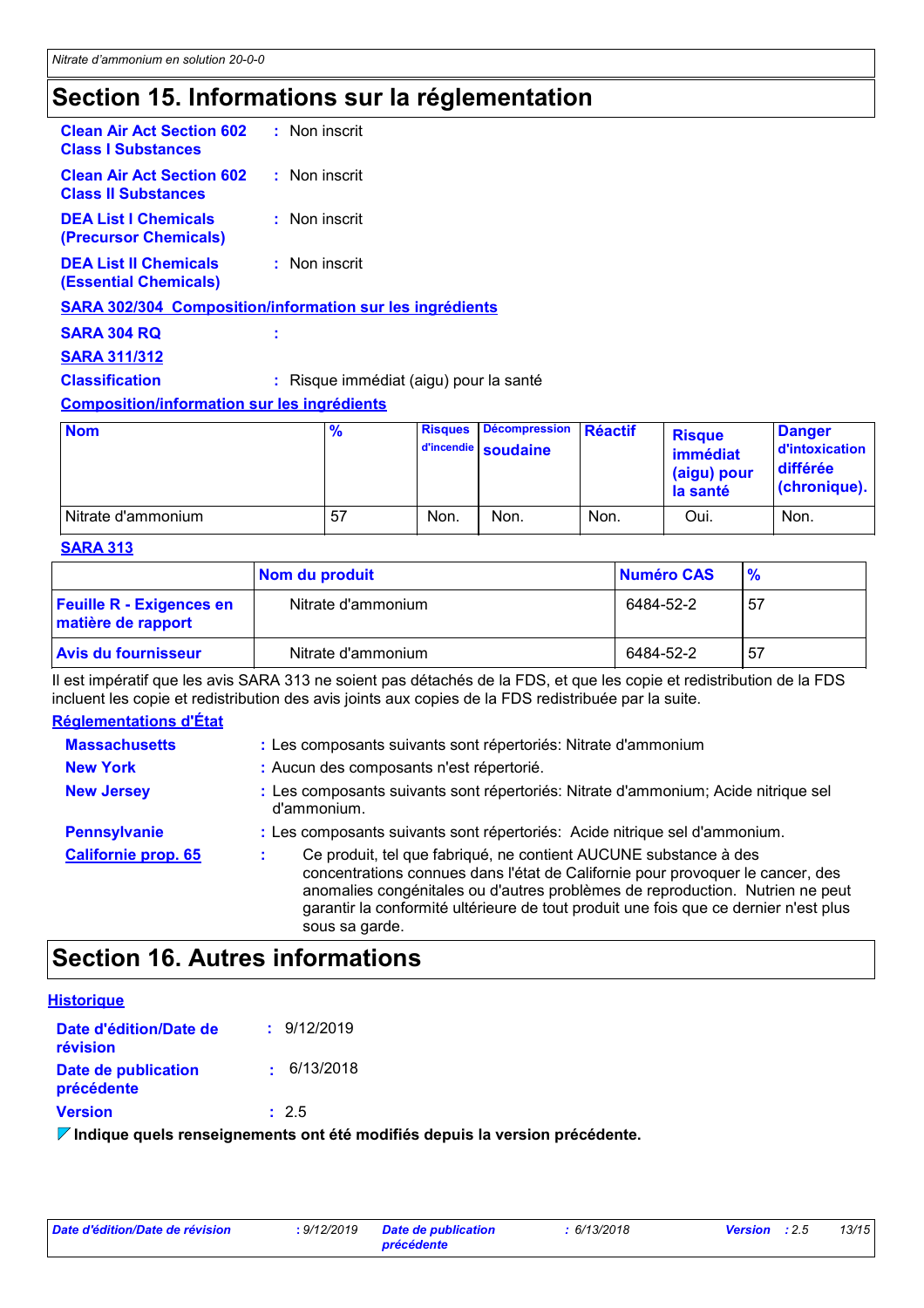# Section 15. Informations sur la réglementation

**Clean Air Act Section 602 Class I Substances** : Non inscrit

**Clean Air Act Section 602 Class II Substances** : Non inscrit

**DEA List I Chemicals (Precursor Chemicals)** : Non inscrit

**DEA List II Chemicals (Essential Chemicals)** : Non inscrit

**SARA 302/304 Composition/information sur les ingrédients**

**SARA 304 RQ** :

**SARA 311/312**

**Classification** : Risque immédiat (aigu) pour la santé

**Composition/information sur les ingrédients**

| Nom | % | Risques d'incendie | Décompression soudaine | Réactif | Risque immédiat (aigu) pour la santé | Danger d'intoxication différée (chronique). |
|---|---|---|---|---|---|---|
| Nitrate d'ammonium | 57 | Non. | Non. | Non. | Oui. | Non. |

**SARA 313**

| | Nom du produit | Numéro CAS | % |
|---|---|---|---|
| **Feuille R - Exigences en matière de rapport** | Nitrate d'ammonium | 6484-52-2 | 57 |
| **Avis du fournisseur** | Nitrate d'ammonium | 6484-52-2 | 57 |

Il est impératif que les avis SARA 313 ne soient pas détachés de la FDS, et que les copie et redistribution de la FDS incluent les copie et redistribution des avis joints aux copies de la FDS redistribuée par la suite.

**Réglementations d'État**

**Massachusetts** : Les composants suivants sont répertoriés: Nitrate d'ammonium

**New York** : Aucun des composants n'est répertorié.

**New Jersey** : Les composants suivants sont répertoriés: Nitrate d'ammonium; Acide nitrique sel d'ammonium.

**Pennsylvanie** : Les composants suivants sont répertoriés: Acide nitrique sel d'ammonium.

**Californie prop. 65** : Ce produit, tel que fabriqué, ne contient AUCUNE substance à des concentrations connues dans l'état de Californie pour provoquer le cancer, des anomalies congénitales ou d'autres problèmes de reproduction. Nutrien ne peut garantir la conformité ultérieure de tout produit une fois que ce dernier n'est plus sous sa garde.

# Section 16. Autres informations

**Historique**

**Date d'édition/Date de révision** : 9/12/2019

**Date de publication précédente** : 6/13/2018

**Version** : 2.5

**Indique quels renseignements ont été modifiés depuis la version précédente.**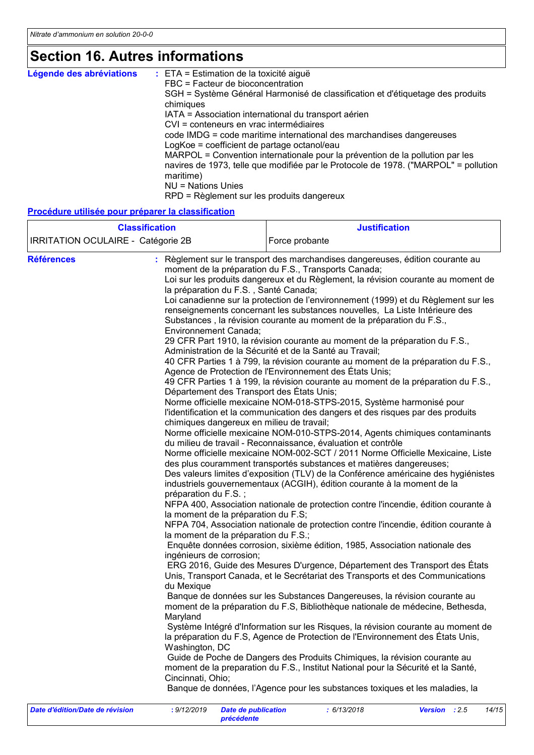# Section 16. Autres informations

**Légende des abréviations** : ETA = Estimation de la toxicité aiguë
FBC = Facteur de bioconcentration
SGH = Système Général Harmonisé de classification et d'étiquetage des produits chimiques
IATA = Association international du transport aérien
CVI = conteneurs en vrac intermédiaires
code IMDG = code maritime international des marchandises dangereuses
LogKoe = coefficient de partage octanol/eau
MARPOL = Convention internationale pour la prévention de la pollution par les navires de 1973, telle que modifiée par le Protocole de 1978. ("MARPOL" = pollution maritime)
NU = Nations Unies
RPD = Règlement sur les produits dangereux

**Procédure utilisée pour préparer la classification**

| Classification | Justification |
|---|---|
| IRRITATION OCULAIRE - Catégorie 2B | Force probante |

**Références** : Règlement sur le transport des marchandises dangereuses, édition courante au moment de la préparation du F.S., Transports Canada;
Loi sur les produits dangereux et du Règlement, la révision courante au moment de la préparation du F.S. , Santé Canada;
Loi canadienne sur la protection de l'environnement (1999) et du Règlement sur les renseignements concernant les substances nouvelles, La Liste Intérieure des Substances , la révision courante au moment de la préparation du F.S., Environnement Canada;
29 CFR Part 1910, la révision courante au moment de la préparation du F.S., Administration de la Sécurité et de la Santé au Travail;
40 CFR Parties 1 à 799, la révision courante au moment de la préparation du F.S., Agence de Protection de l'Environnement des États Unis;
49 CFR Parties 1 à 199, la révision courante au moment de la préparation du F.S., Département des Transport des États Unis;
Norme officielle mexicaine NOM-018-STPS-2015, Système harmonisé pour l'identification et la communication des dangers et des risques par des produits chimiques dangereux en milieu de travail;
Norme officielle mexicaine NOM-010-STPS-2014, Agents chimiques contaminants du milieu de travail - Reconnaissance, évaluation et contrôle
Norme officielle mexicaine NOM-002-SCT / 2011 Norme Officielle Mexicaine, Liste des plus couramment transportés substances et matières dangereuses;
Des valeurs limites d'exposition (TLV) de la Conférence américaine des hygiénistes industriels gouvernementaux (ACGIH), édition courante à la moment de la préparation du F.S. ;
NFPA 400, Association nationale de protection contre l'incendie, édition courante à la moment de la préparation du F.S;
NFPA 704, Association nationale de protection contre l'incendie, édition courante à la moment de la préparation du F.S.;
Enquête données corrosion, sixième édition, 1985, Association nationale des ingénieurs de corrosion;
ERG 2016, Guide des Mesures D'urgence, Département des Transport des États Unis, Transport Canada, et le Secrétariat des Transports et des Communications du Mexique
Banque de données sur les Substances Dangereuses, la révision courante au moment de la préparation du F.S, Bibliothèque nationale de médecine, Bethesda, Maryland
Système Intégré d'Information sur les Risques, la révision courante au moment de la préparation du F.S, Agence de Protection de l'Environnement des États Unis, Washington, DC
Guide de Poche de Dangers des Produits Chimiques, la révision courante au moment de la preparation du F.S., Institut National pour la Sécurité et la Santé, Cincinnati, Ohio;
Banque de données, l'Agence pour les substances toxiques et les maladies, la

| Date d'édition/Date de révision | : 9/12/2019 | Date de publication précédente | : 6/13/2018 | Version | : 2.5 |
|---|---|---|---|---|---|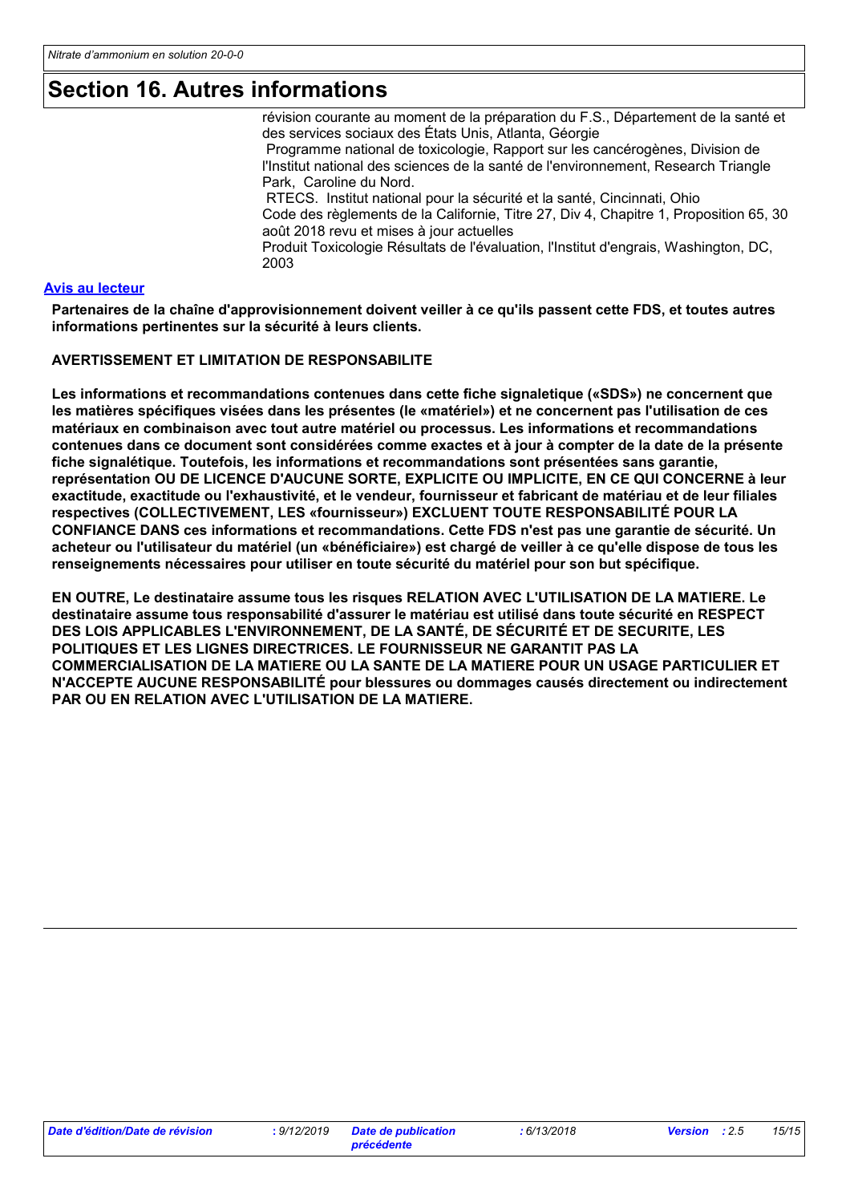## Section 16. Autres informations

révision courante au moment de la préparation du F.S., Département de la santé et des services sociaux des États Unis, Atlanta, Géorgie
Programme national de toxicologie, Rapport sur les cancérogènes, Division de l'Institut national des sciences de la santé de l'environnement, Research Triangle Park, Caroline du Nord.
RTECS. Institut national pour la sécurité et la santé, Cincinnati, Ohio
Code des règlements de la Californie, Titre 27, Div 4, Chapitre 1, Proposition 65, 30 août 2018 revu et mises à jour actuelles
Produit Toxicologie Résultats de l'évaluation, l'Institut d'engrais, Washington, DC, 2003

### Avis au lecteur

**Partenaires de la chaîne d'approvisionnement doivent veiller à ce qu'ils passent cette FDS, et toutes autres informations pertinentes sur la sécurité à leurs clients.**

**AVERTISSEMENT ET LIMITATION DE RESPONSABILITE**

**Les informations et recommandations contenues dans cette fiche signaletique («SDS») ne concernent que les matières spécifiques visées dans les présentes (le «matériel») et ne concernent pas l'utilisation de ces matériaux en combinaison avec tout autre matériel ou processus. Les informations et recommandations contenues dans ce document sont considérées comme exactes et à jour à compter de la date de la présente fiche signalétique. Toutefois, les informations et recommandations sont présentées sans garantie, représentation OU DE LICENCE D'AUCUNE SORTE, EXPLICITE OU IMPLICITE, EN CE QUI CONCERNE à leur exactitude, exactitude ou l'exhaustivité, et le vendeur, fournisseur et fabricant de matériau et de leur filiales respectives (COLLECTIVEMENT, LES «fournisseur») EXCLUENT TOUTE RESPONSABILITÉ POUR LA CONFIANCE DANS ces informations et recommandations. Cette FDS n'est pas une garantie de sécurité. Un acheteur ou l'utilisateur du matériel (un «bénéficiaire») est chargé de veiller à ce qu'elle dispose de tous les renseignements nécessaires pour utiliser en toute sécurité du matériel pour son but spécifique.**

**EN OUTRE, Le destinataire assume tous les risques RELATION AVEC L'UTILISATION DE LA MATIERE. Le destinataire assume tous responsabilité d'assurer le matériau est utilisé dans toute sécurité en RESPECT DES LOIS APPLICABLES L'ENVIRONNEMENT, DE LA SANTÉ, DE SÉCURITÉ ET DE SECURITE, LES POLITIQUES ET LES LIGNES DIRECTRICES. LE FOURNISSEUR NE GARANTIT PAS LA COMMERCIALISATION DE LA MATIERE OU LA SANTE DE LA MATIERE POUR UN USAGE PARTICULIER ET N'ACCEPTE AUCUNE RESPONSABILITÉ pour blessures ou dommages causés directement ou indirectement PAR OU EN RELATION AVEC L'UTILISATION DE LA MATIERE.**